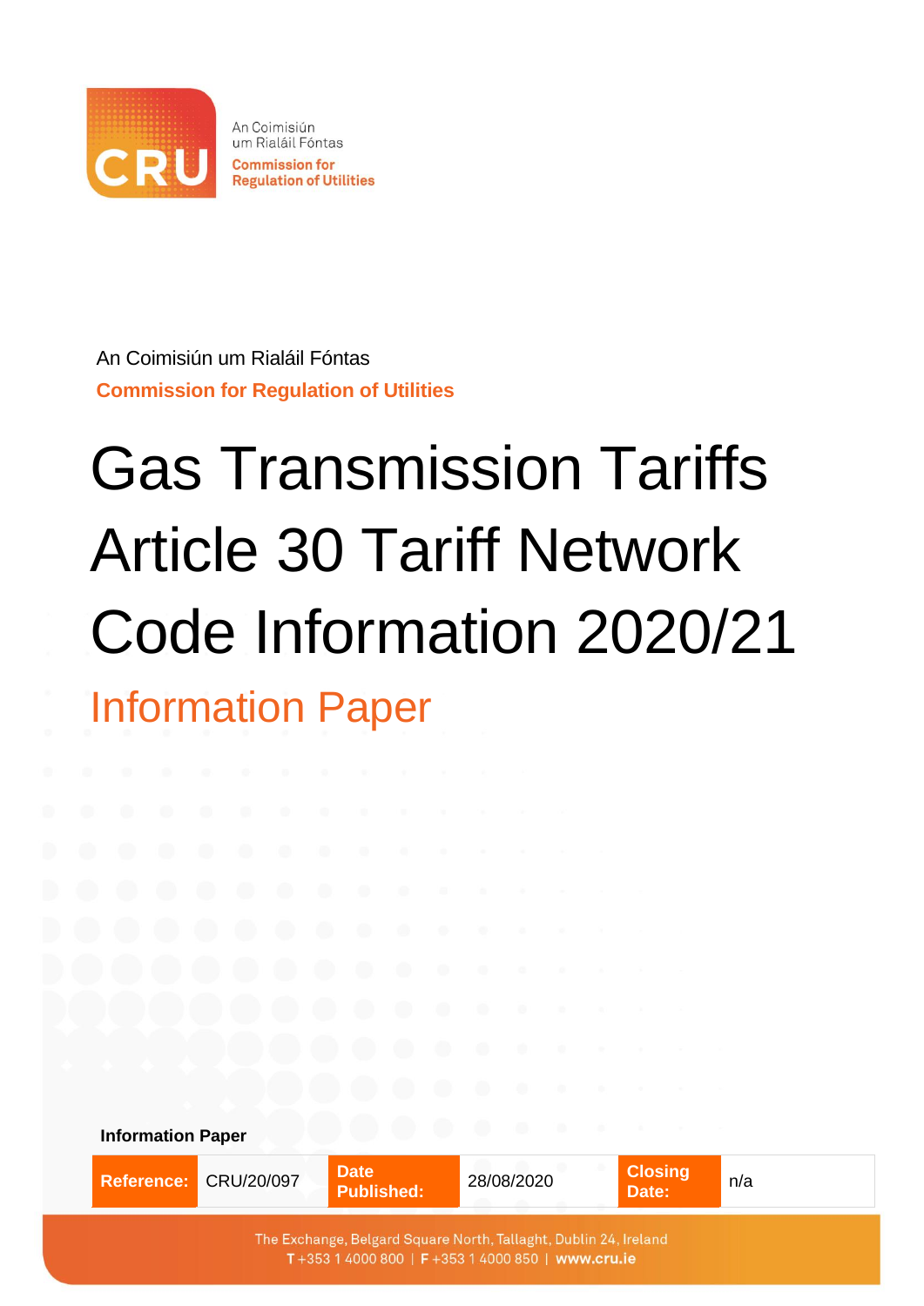An Coimisiún um Rialáil Fóntas

Commission for Regulation of Utilities

# Gas Transmission Tariffs Article 30 Tariff Network Code Information 2020/21

## Information Paper

**Information Paper**

| **Reference:** | CRU/20/097 | **Date Published:** | 28/08/2020 | **Closing Date:** | n/a |
|---|---|---|---|---|---|

The Exchange, Belgard Square North, Tallaght, Dublin 24, Ireland
T +353 1 4000 800 | F +353 1 4000 850 | www.cru.ie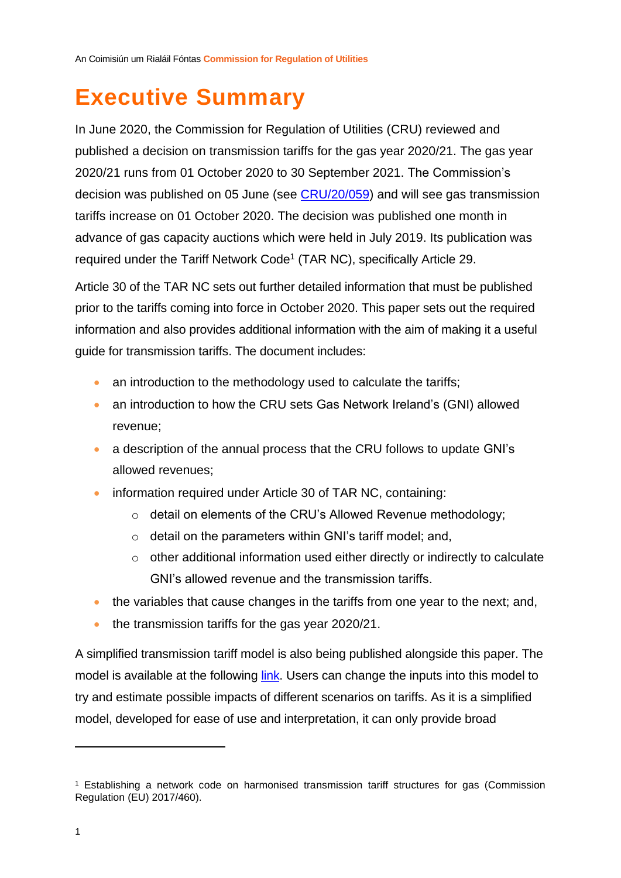# Executive Summary

In June 2020, the Commission for Regulation of Utilities (CRU) reviewed and published a decision on transmission tariffs for the gas year 2020/21. The gas year 2020/21 runs from 01 October 2020 to 30 September 2021. The Commission's decision was published on 05 June (see [CRU/20/059](CRU/20/059)) and will see gas transmission tariffs increase on 01 October 2020. The decision was published one month in advance of gas capacity auctions which were held in July 2019. Its publication was required under the Tariff Network Code[1] (TAR NC), specifically Article 29.

Article 30 of the TAR NC sets out further detailed information that must be published prior to the tariffs coming into force in October 2020. This paper sets out the required information and also provides additional information with the aim of making it a useful guide for transmission tariffs. The document includes:

- an introduction to the methodology used to calculate the tariffs;
- an introduction to how the CRU sets Gas Network Ireland's (GNI) allowed revenue;
- a description of the annual process that the CRU follows to update GNI's allowed revenues;
- information required under Article 30 of TAR NC, containing:
    - detail on elements of the CRU's Allowed Revenue methodology;
    - detail on the parameters within GNI's tariff model; and,
    - other additional information used either directly or indirectly to calculate GNI's allowed revenue and the transmission tariffs.
- the variables that cause changes in the tariffs from one year to the next; and,
- the transmission tariffs for the gas year 2020/21.

A simplified transmission tariff model is also being published alongside this paper. The model is available at the following link. Users can change the inputs into this model to try and estimate possible impacts of different scenarios on tariffs. As it is a simplified model, developed for ease of use and interpretation, it can only provide broad

[1] Establishing a network code on harmonised transmission tariff structures for gas (Commission Regulation (EU) 2017/460).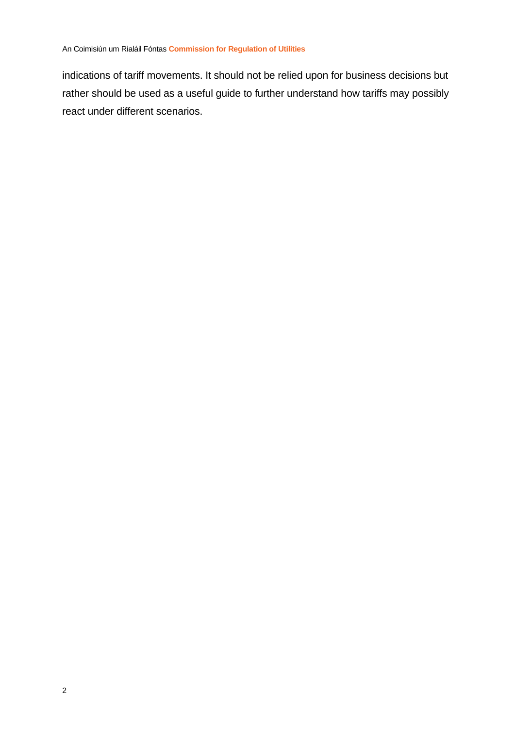indications of tariff movements. It should not be relied upon for business decisions but rather should be used as a useful guide to further understand how tariffs may possibly react under different scenarios.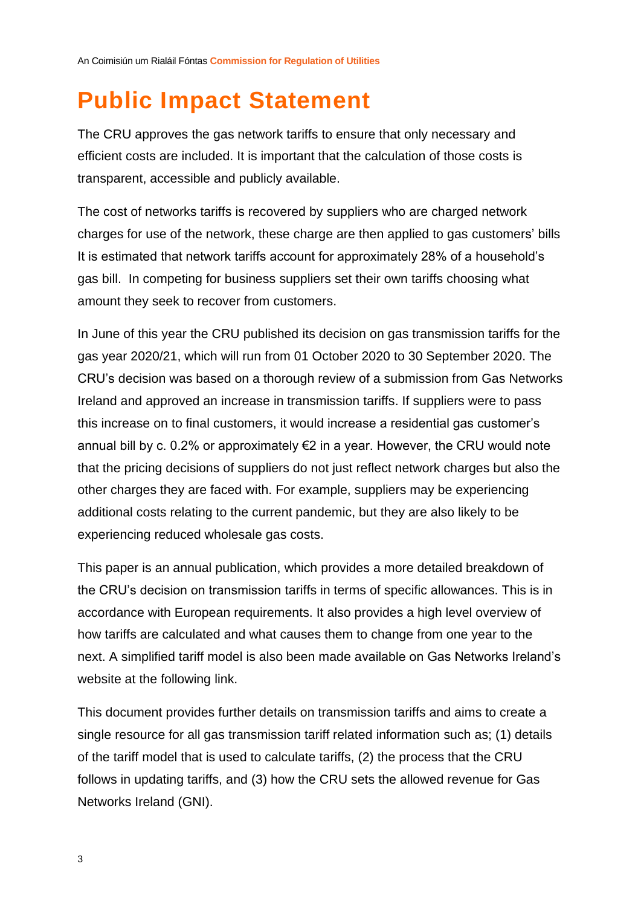# Public Impact Statement

The CRU approves the gas network tariffs to ensure that only necessary and efficient costs are included. It is important that the calculation of those costs is transparent, accessible and publicly available.

The cost of networks tariffs is recovered by suppliers who are charged network charges for use of the network, these charge are then applied to gas customers' bills It is estimated that network tariffs account for approximately 28% of a household's gas bill. In competing for business suppliers set their own tariffs choosing what amount they seek to recover from customers.

In June of this year the CRU published its decision on gas transmission tariffs for the gas year 2020/21, which will run from 01 October 2020 to 30 September 2020. The CRU's decision was based on a thorough review of a submission from Gas Networks Ireland and approved an increase in transmission tariffs. If suppliers were to pass this increase on to final customers, it would increase a residential gas customer's annual bill by c. 0.2% or approximately €2 in a year. However, the CRU would note that the pricing decisions of suppliers do not just reflect network charges but also the other charges they are faced with. For example, suppliers may be experiencing additional costs relating to the current pandemic, but they are also likely to be experiencing reduced wholesale gas costs.

This paper is an annual publication, which provides a more detailed breakdown of the CRU's decision on transmission tariffs in terms of specific allowances. This is in accordance with European requirements. It also provides a high level overview of how tariffs are calculated and what causes them to change from one year to the next. A simplified tariff model is also been made available on Gas Networks Ireland's website at the following link.

This document provides further details on transmission tariffs and aims to create a single resource for all gas transmission tariff related information such as; (1) details of the tariff model that is used to calculate tariffs, (2) the process that the CRU follows in updating tariffs, and (3) how the CRU sets the allowed revenue for Gas Networks Ireland (GNI).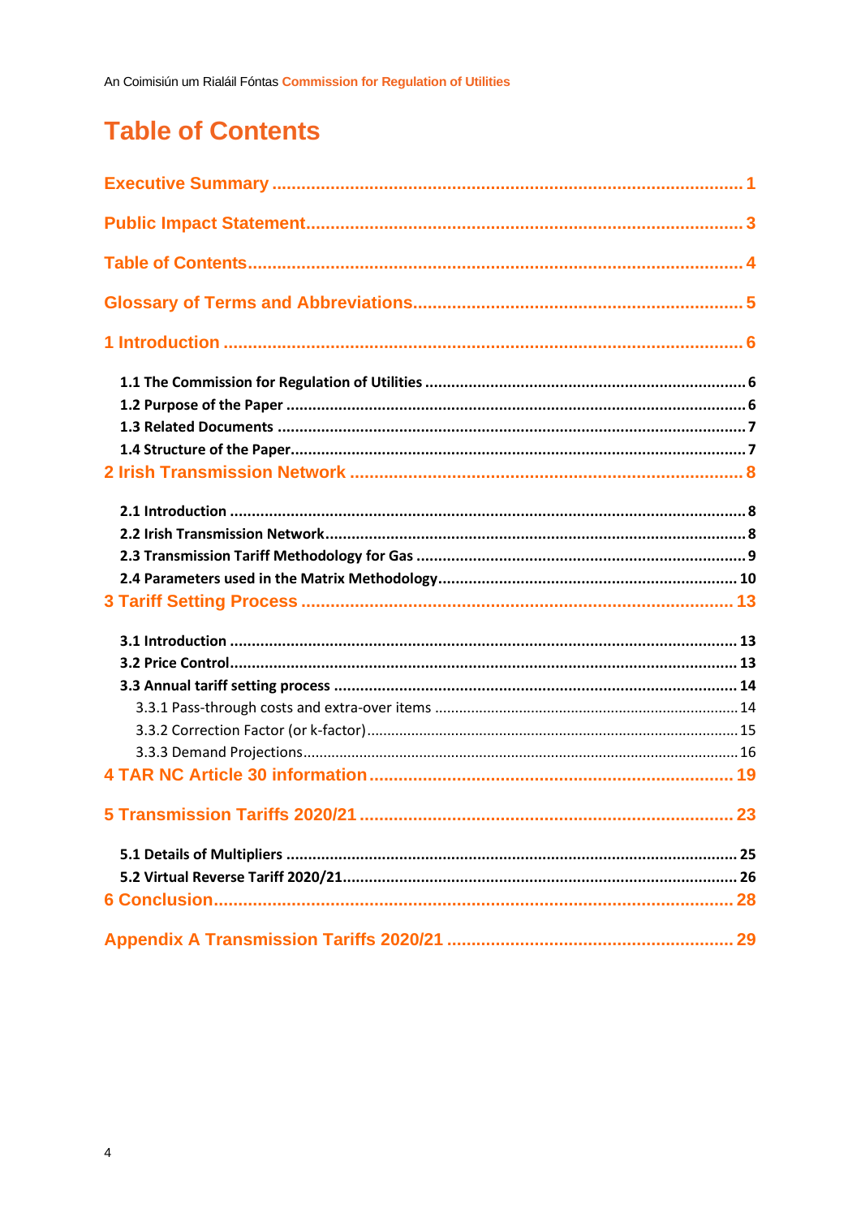# Table of Contents

Executive Summary ........................................................................................... 1

Public Impact Statement................................................................................... 3

Table of Contents............................................................................................... 4

Glossary of Terms and Abbreviations.............................................................. 5

1 Introduction ..................................................................................................... 6

- 1.1 The Commission for Regulation of Utilities ................................................. 6
- 1.2 Purpose of the Paper ................................................................................. 6
- 1.3 Related Documents .................................................................................... 7
- 1.4 Structure of the Paper................................................................................. 7

2 Irish Transmission Network ........................................................................... 8

- 2.1 Introduction ................................................................................................ 8
- 2.2 Irish Transmission Network......................................................................... 8
- 2.3 Transmission Tariff Methodology for Gas .................................................... 9
- 2.4 Parameters used in the Matrix Methodology.............................................. 10

3 Tariff Setting Process .................................................................................... 13

- 3.1 Introduction .............................................................................................. 13
- 3.2 Price Control.............................................................................................. 13
- 3.3 Annual tariff setting process ...................................................................... 14
  - 3.3.1 Pass-through costs and extra-over items ............................................ 14
  - 3.3.2 Correction Factor (or k-factor).............................................................. 15
  - 3.3.3 Demand Projections............................................................................. 16

4 TAR NC Article 30 information ...................................................................... 19

5 Transmission Tariffs 2020/21 ......................................................................... 23

- 5.1 Details of Multipliers .................................................................................. 25
- 5.2 Virtual Reverse Tariff 2020/21................................................................... 26

6 Conclusion....................................................................................................... 28

Appendix A Transmission Tariffs 2020/21 ....................................................... 29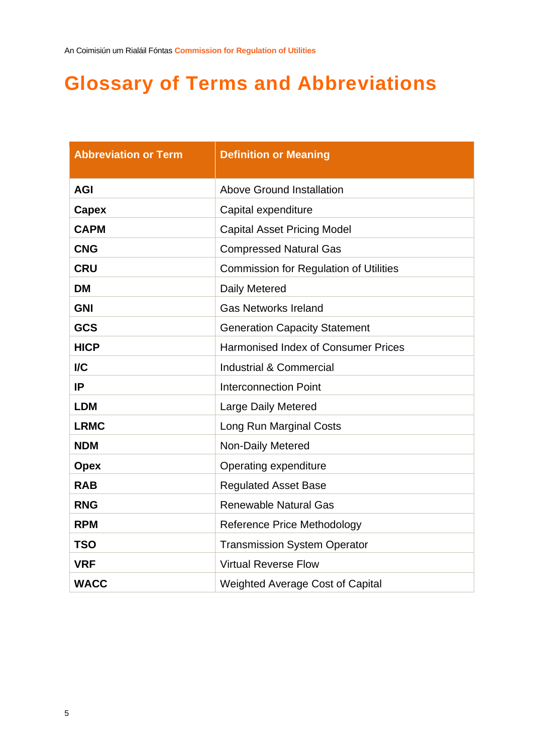# Glossary of Terms and Abbreviations

| Abbreviation or Term | Definition or Meaning |
|---|---|
| **AGI** | Above Ground Installation |
| **Capex** | Capital expenditure |
| **CAPM** | Capital Asset Pricing Model |
| **CNG** | Compressed Natural Gas |
| **CRU** | Commission for Regulation of Utilities |
| **DM** | Daily Metered |
| **GNI** | Gas Networks Ireland |
| **GCS** | Generation Capacity Statement |
| **HICP** | Harmonised Index of Consumer Prices |
| **I/C** | Industrial & Commercial |
| **IP** | Interconnection Point |
| **LDM** | Large Daily Metered |
| **LRMC** | Long Run Marginal Costs |
| **NDM** | Non-Daily Metered |
| **Opex** | Operating expenditure |
| **RAB** | Regulated Asset Base |
| **RNG** | Renewable Natural Gas |
| **RPM** | Reference Price Methodology |
| **TSO** | Transmission System Operator |
| **VRF** | Virtual Reverse Flow |
| **WACC** | Weighted Average Cost of Capital |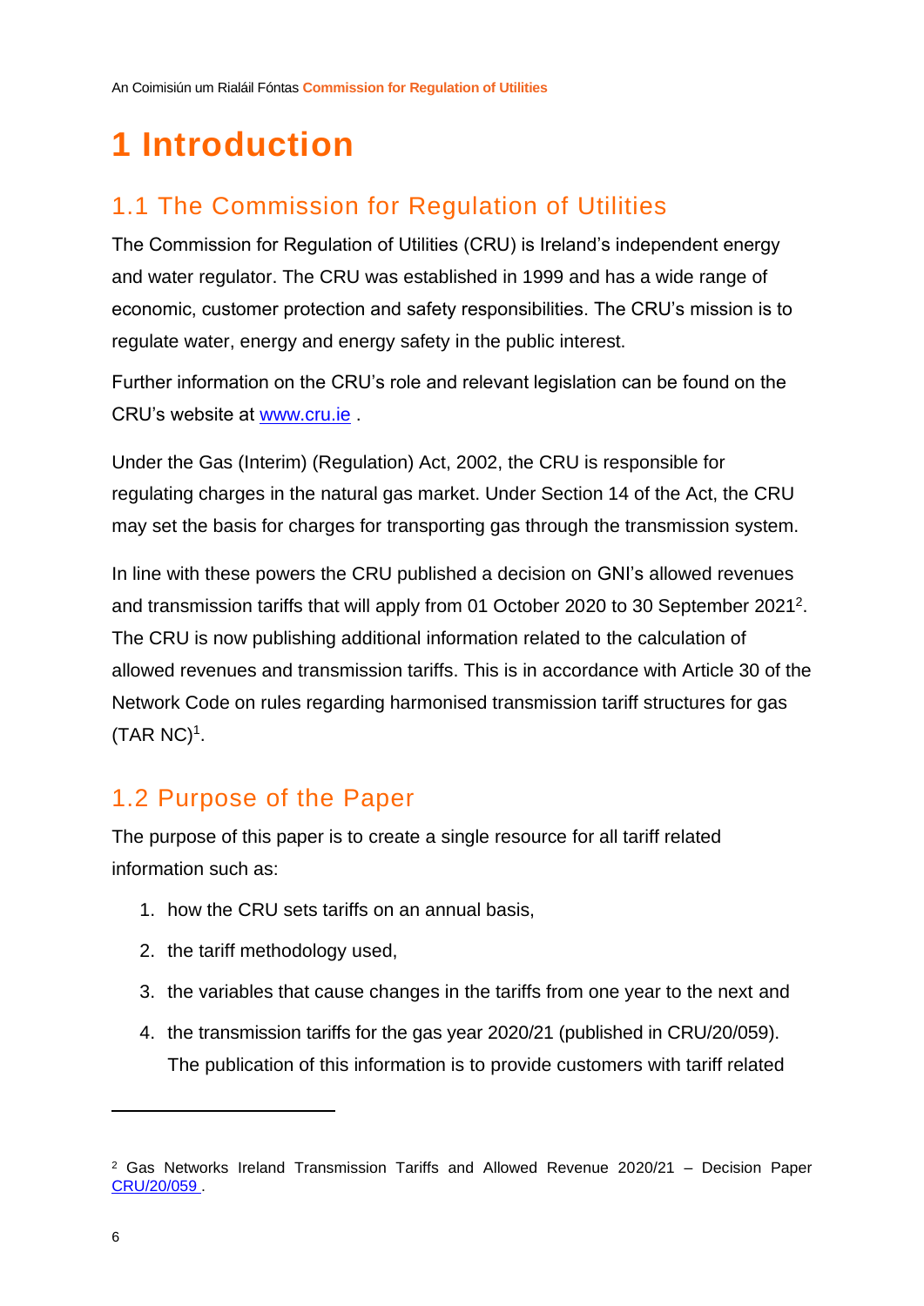# 1 Introduction

## 1.1 The Commission for Regulation of Utilities

The Commission for Regulation of Utilities (CRU) is Ireland's independent energy and water regulator. The CRU was established in 1999 and has a wide range of economic, customer protection and safety responsibilities. The CRU's mission is to regulate water, energy and energy safety in the public interest.

Further information on the CRU's role and relevant legislation can be found on the CRU's website at www.cru.ie .

Under the Gas (Interim) (Regulation) Act, 2002, the CRU is responsible for regulating charges in the natural gas market. Under Section 14 of the Act, the CRU may set the basis for charges for transporting gas through the transmission system.

In line with these powers the CRU published a decision on GNI's allowed revenues and transmission tariffs that will apply from 01 October 2020 to 30 September 2021[2]. The CRU is now publishing additional information related to the calculation of allowed revenues and transmission tariffs. This is in accordance with Article 30 of the Network Code on rules regarding harmonised transmission tariff structures for gas (TAR NC)[1].

## 1.2 Purpose of the Paper

The purpose of this paper is to create a single resource for all tariff related information such as:

1. how the CRU sets tariffs on an annual basis,
2. the tariff methodology used,
3. the variables that cause changes in the tariffs from one year to the next and
4. the transmission tariffs for the gas year 2020/21 (published in CRU/20/059). The publication of this information is to provide customers with tariff related

[2] Gas Networks Ireland Transmission Tariffs and Allowed Revenue 2020/21 – Decision Paper CRU/20/059 .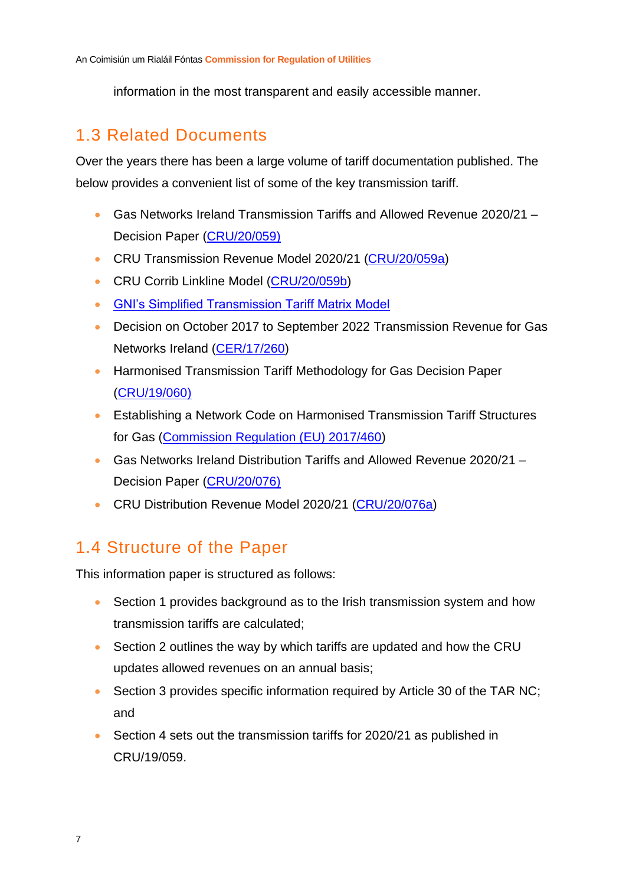information in the most transparent and easily accessible manner.

## 1.3 Related Documents

Over the years there has been a large volume of tariff documentation published. The below provides a convenient list of some of the key transmission tariff.

- Gas Networks Ireland Transmission Tariffs and Allowed Revenue 2020/21 – Decision Paper (CRU/20/059)
- CRU Transmission Revenue Model 2020/21 (CRU/20/059a)
- CRU Corrib Linkline Model (CRU/20/059b)
- GNI's Simplified Transmission Tariff Matrix Model
- Decision on October 2017 to September 2022 Transmission Revenue for Gas Networks Ireland (CER/17/260)
- Harmonised Transmission Tariff Methodology for Gas Decision Paper (CRU/19/060)
- Establishing a Network Code on Harmonised Transmission Tariff Structures for Gas (Commission Regulation (EU) 2017/460)
- Gas Networks Ireland Distribution Tariffs and Allowed Revenue 2020/21 – Decision Paper (CRU/20/076)
- CRU Distribution Revenue Model 2020/21 (CRU/20/076a)

## 1.4 Structure of the Paper

This information paper is structured as follows:

- Section 1 provides background as to the Irish transmission system and how transmission tariffs are calculated;
- Section 2 outlines the way by which tariffs are updated and how the CRU updates allowed revenues on an annual basis;
- Section 3 provides specific information required by Article 30 of the TAR NC; and
- Section 4 sets out the transmission tariffs for 2020/21 as published in CRU/19/059.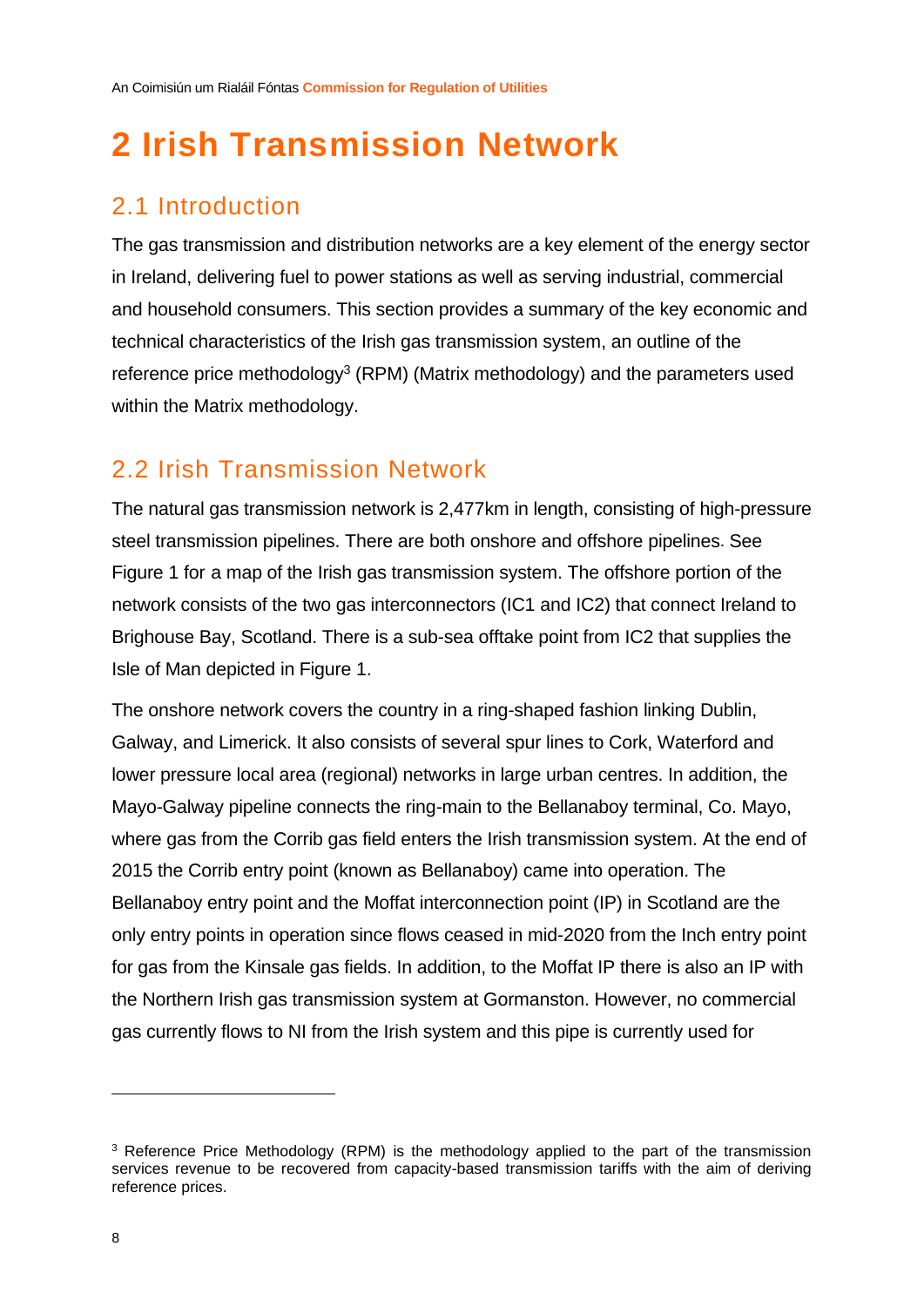# 2 Irish Transmission Network

## 2.1 Introduction

The gas transmission and distribution networks are a key element of the energy sector in Ireland, delivering fuel to power stations as well as serving industrial, commercial and household consumers. This section provides a summary of the key economic and technical characteristics of the Irish gas transmission system, an outline of the reference price methodology[3] (RPM) (Matrix methodology) and the parameters used within the Matrix methodology.

## 2.2 Irish Transmission Network

The natural gas transmission network is 2,477km in length, consisting of high-pressure steel transmission pipelines. There are both onshore and offshore pipelines. See Figure 1 for a map of the Irish gas transmission system. The offshore portion of the network consists of the two gas interconnectors (IC1 and IC2) that connect Ireland to Brighouse Bay, Scotland. There is a sub-sea offtake point from IC2 that supplies the Isle of Man depicted in Figure 1.

The onshore network covers the country in a ring-shaped fashion linking Dublin, Galway, and Limerick. It also consists of several spur lines to Cork, Waterford and lower pressure local area (regional) networks in large urban centres. In addition, the Mayo-Galway pipeline connects the ring-main to the Bellanaboy terminal, Co. Mayo, where gas from the Corrib gas field enters the Irish transmission system. At the end of 2015 the Corrib entry point (known as Bellanaboy) came into operation. The Bellanaboy entry point and the Moffat interconnection point (IP) in Scotland are the only entry points in operation since flows ceased in mid-2020 from the Inch entry point for gas from the Kinsale gas fields. In addition, to the Moffat IP there is also an IP with the Northern Irish gas transmission system at Gormanston. However, no commercial gas currently flows to NI from the Irish system and this pipe is currently used for

[3] Reference Price Methodology (RPM) is the methodology applied to the part of the transmission services revenue to be recovered from capacity-based transmission tariffs with the aim of deriving reference prices.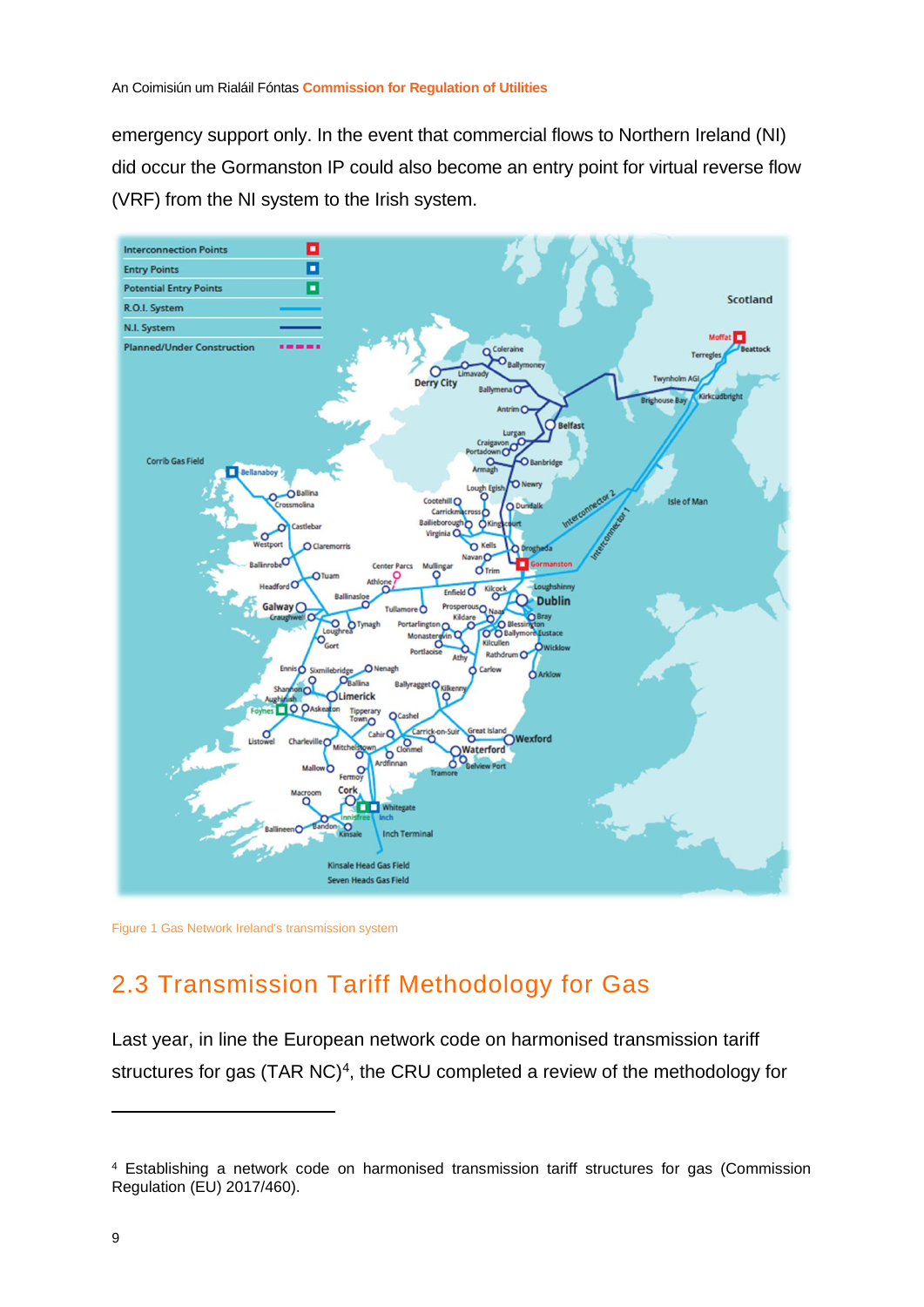emergency support only. In the event that commercial flows to Northern Ireland (NI) did occur the Gormanston IP could also become an entry point for virtual reverse flow (VRF) from the NI system to the Irish system.

Figure 1 Gas Network Ireland's transmission system

## 2.3 Transmission Tariff Methodology for Gas

Last year, in line the European network code on harmonised transmission tariff structures for gas (TAR NC)[4], the CRU completed a review of the methodology for

---

[4] Establishing a network code on harmonised transmission tariff structures for gas (Commission Regulation (EU) 2017/460).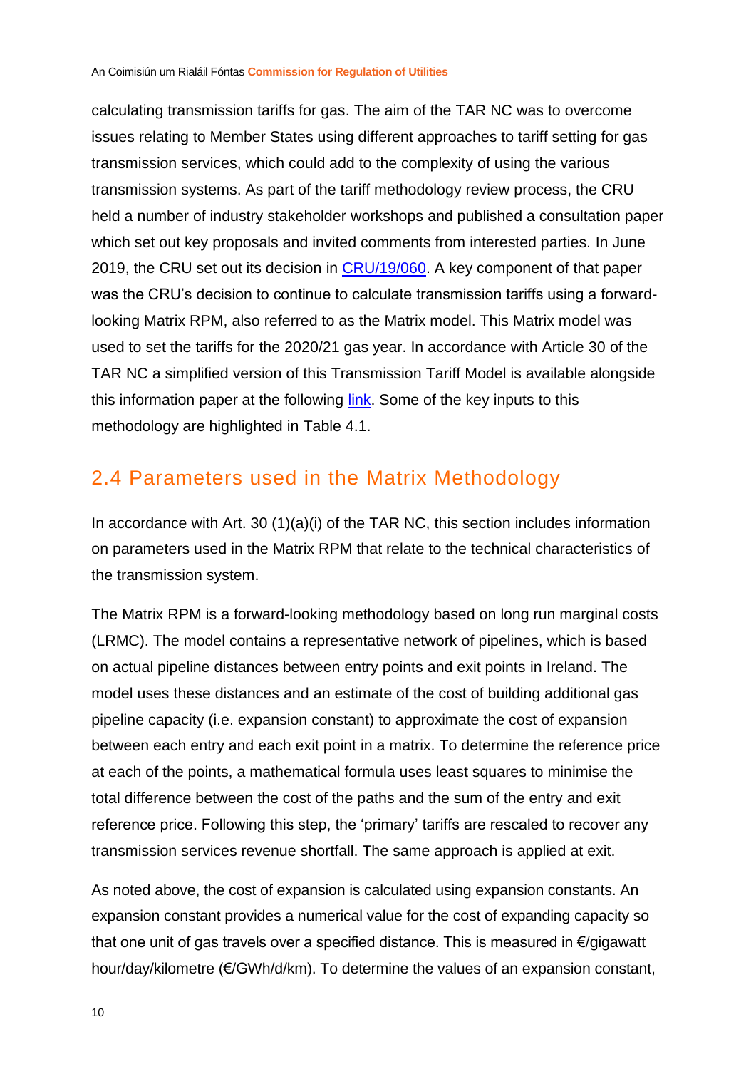calculating transmission tariffs for gas. The aim of the TAR NC was to overcome issues relating to Member States using different approaches to tariff setting for gas transmission services, which could add to the complexity of using the various transmission systems. As part of the tariff methodology review process, the CRU held a number of industry stakeholder workshops and published a consultation paper which set out key proposals and invited comments from interested parties. In June 2019, the CRU set out its decision in CRU/19/060. A key component of that paper was the CRU's decision to continue to calculate transmission tariffs using a forward-looking Matrix RPM, also referred to as the Matrix model. This Matrix model was used to set the tariffs for the 2020/21 gas year. In accordance with Article 30 of the TAR NC a simplified version of this Transmission Tariff Model is available alongside this information paper at the following link. Some of the key inputs to this methodology are highlighted in Table 4.1.

## 2.4 Parameters used in the Matrix Methodology

In accordance with Art. 30 (1)(a)(i) of the TAR NC, this section includes information on parameters used in the Matrix RPM that relate to the technical characteristics of the transmission system.

The Matrix RPM is a forward-looking methodology based on long run marginal costs (LRMC). The model contains a representative network of pipelines, which is based on actual pipeline distances between entry points and exit points in Ireland. The model uses these distances and an estimate of the cost of building additional gas pipeline capacity (i.e. expansion constant) to approximate the cost of expansion between each entry and each exit point in a matrix. To determine the reference price at each of the points, a mathematical formula uses least squares to minimise the total difference between the cost of the paths and the sum of the entry and exit reference price. Following this step, the 'primary' tariffs are rescaled to recover any transmission services revenue shortfall. The same approach is applied at exit.

As noted above, the cost of expansion is calculated using expansion constants. An expansion constant provides a numerical value for the cost of expanding capacity so that one unit of gas travels over a specified distance. This is measured in €/gigawatt hour/day/kilometre (€/GWh/d/km). To determine the values of an expansion constant,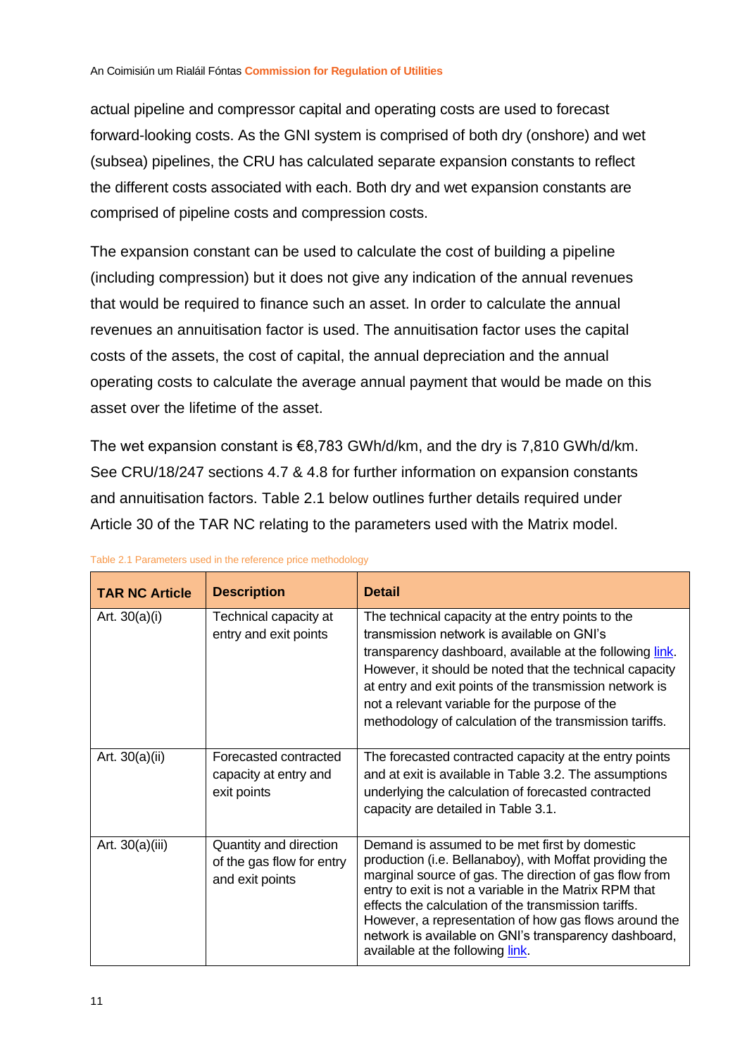actual pipeline and compressor capital and operating costs are used to forecast forward-looking costs. As the GNI system is comprised of both dry (onshore) and wet (subsea) pipelines, the CRU has calculated separate expansion constants to reflect the different costs associated with each. Both dry and wet expansion constants are comprised of pipeline costs and compression costs.

The expansion constant can be used to calculate the cost of building a pipeline (including compression) but it does not give any indication of the annual revenues that would be required to finance such an asset. In order to calculate the annual revenues an annuitisation factor is used. The annuitisation factor uses the capital costs of the assets, the cost of capital, the annual depreciation and the annual operating costs to calculate the average annual payment that would be made on this asset over the lifetime of the asset.

The wet expansion constant is €8,783 GWh/d/km, and the dry is 7,810 GWh/d/km. See CRU/18/247 sections 4.7 & 4.8 for further information on expansion constants and annuitisation factors. Table 2.1 below outlines further details required under Article 30 of the TAR NC relating to the parameters used with the Matrix model.

Table 2.1 Parameters used in the reference price methodology

| TAR NC Article | Description | Detail |
|---|---|---|
| Art. 30(a)(i) | Technical capacity at entry and exit points | The technical capacity at the entry points to the transmission network is available on GNI's transparency dashboard, available at the following link. However, it should be noted that the technical capacity at entry and exit points of the transmission network is not a relevant variable for the purpose of the methodology of calculation of the transmission tariffs. |
| Art. 30(a)(ii) | Forecasted contracted capacity at entry and exit points | The forecasted contracted capacity at the entry points and at exit is available in Table 3.2. The assumptions underlying the calculation of forecasted contracted capacity are detailed in Table 3.1. |
| Art. 30(a)(iii) | Quantity and direction of the gas flow for entry and exit points | Demand is assumed to be met first by domestic production (i.e. Bellanaboy), with Moffat providing the marginal source of gas. The direction of gas flow from entry to exit is not a variable in the Matrix RPM that effects the calculation of the transmission tariffs. However, a representation of how gas flows around the network is available on GNI's transparency dashboard, available at the following link. |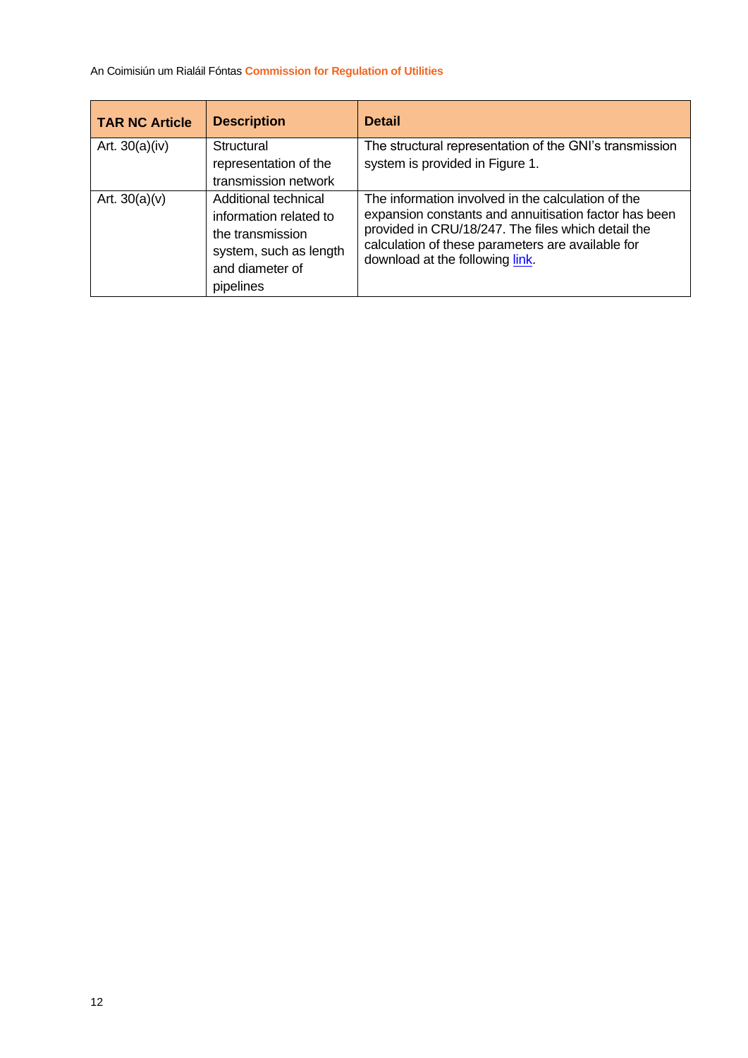| TAR NC Article | Description | Detail |
|---|---|---|
| Art. 30(a)(iv) | Structural representation of the transmission network | The structural representation of the GNI's transmission system is provided in Figure 1. |
| Art. 30(a)(v) | Additional technical information related to the transmission system, such as length and diameter of pipelines | The information involved in the calculation of the expansion constants and annuitisation factor has been provided in CRU/18/247. The files which detail the calculation of these parameters are available for download at the following link. |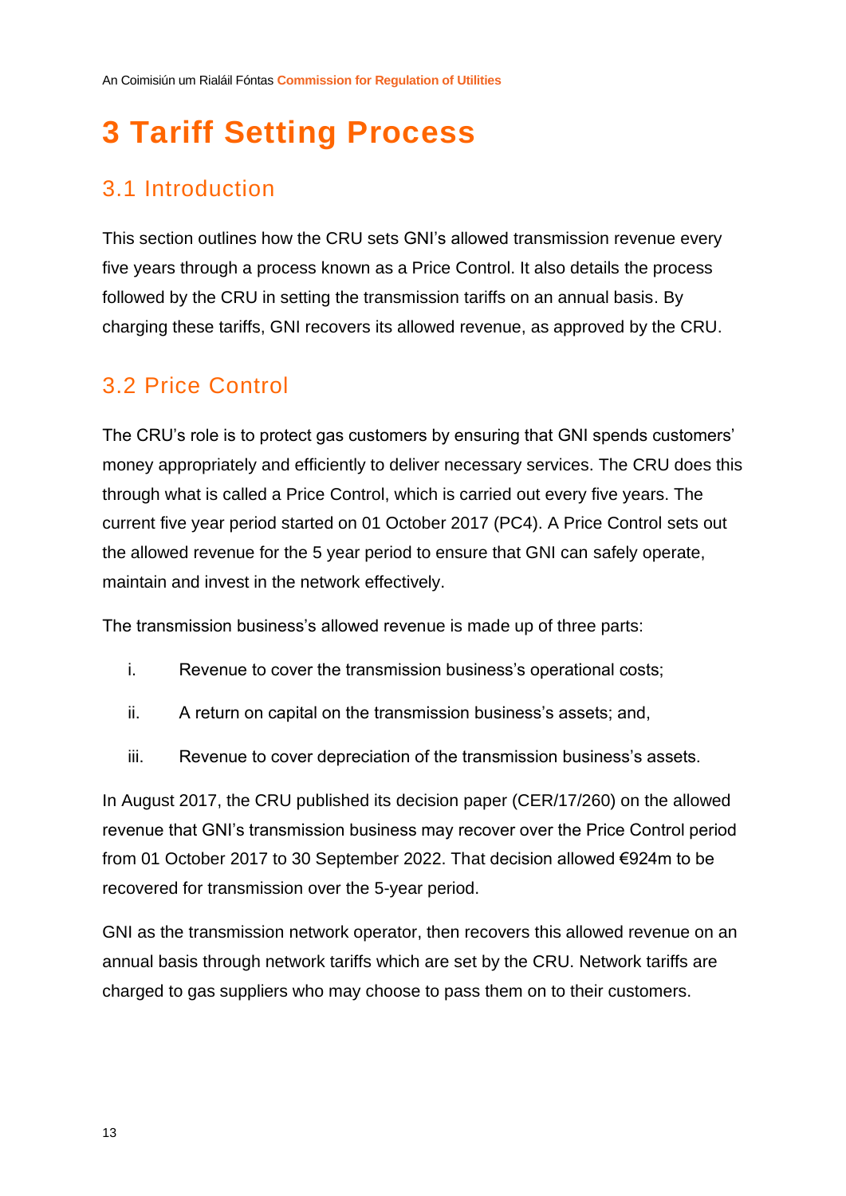# 3 Tariff Setting Process

## 3.1 Introduction

This section outlines how the CRU sets GNI's allowed transmission revenue every five years through a process known as a Price Control. It also details the process followed by the CRU in setting the transmission tariffs on an annual basis. By charging these tariffs, GNI recovers its allowed revenue, as approved by the CRU.

## 3.2 Price Control

The CRU's role is to protect gas customers by ensuring that GNI spends customers' money appropriately and efficiently to deliver necessary services. The CRU does this through what is called a Price Control, which is carried out every five years. The current five year period started on 01 October 2017 (PC4). A Price Control sets out the allowed revenue for the 5 year period to ensure that GNI can safely operate, maintain and invest in the network effectively.

The transmission business's allowed revenue is made up of three parts:

i. Revenue to cover the transmission business's operational costs;

ii. A return on capital on the transmission business's assets; and,

iii. Revenue to cover depreciation of the transmission business's assets.

In August 2017, the CRU published its decision paper (CER/17/260) on the allowed revenue that GNI's transmission business may recover over the Price Control period from 01 October 2017 to 30 September 2022. That decision allowed €924m to be recovered for transmission over the 5-year period.

GNI as the transmission network operator, then recovers this allowed revenue on an annual basis through network tariffs which are set by the CRU. Network tariffs are charged to gas suppliers who may choose to pass them on to their customers.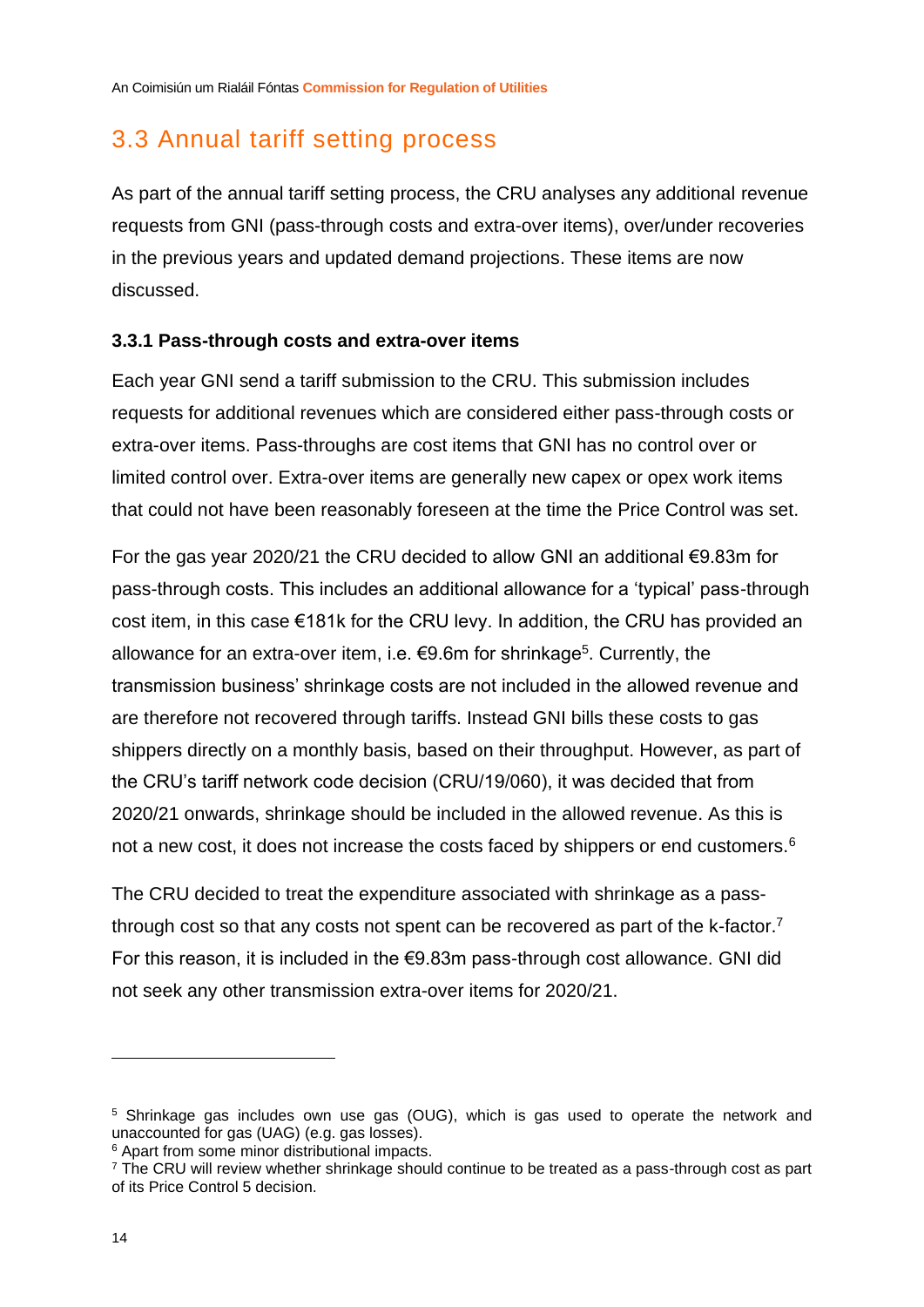## 3.3 Annual tariff setting process

As part of the annual tariff setting process, the CRU analyses any additional revenue requests from GNI (pass-through costs and extra-over items), over/under recoveries in the previous years and updated demand projections. These items are now discussed.

### 3.3.1 Pass-through costs and extra-over items

Each year GNI send a tariff submission to the CRU. This submission includes requests for additional revenues which are considered either pass-through costs or extra-over items. Pass-throughs are cost items that GNI has no control over or limited control over. Extra-over items are generally new capex or opex work items that could not have been reasonably foreseen at the time the Price Control was set.

For the gas year 2020/21 the CRU decided to allow GNI an additional €9.83m for pass-through costs. This includes an additional allowance for a 'typical' pass-through cost item, in this case €181k for the CRU levy. In addition, the CRU has provided an allowance for an extra-over item, i.e. €9.6m for shrinkage[5]. Currently, the transmission business' shrinkage costs are not included in the allowed revenue and are therefore not recovered through tariffs. Instead GNI bills these costs to gas shippers directly on a monthly basis, based on their throughput. However, as part of the CRU's tariff network code decision (CRU/19/060), it was decided that from 2020/21 onwards, shrinkage should be included in the allowed revenue. As this is not a new cost, it does not increase the costs faced by shippers or end customers.[6]

The CRU decided to treat the expenditure associated with shrinkage as a pass-through cost so that any costs not spent can be recovered as part of the k-factor.[7] For this reason, it is included in the €9.83m pass-through cost allowance. GNI did not seek any other transmission extra-over items for 2020/21.

---

[5] Shrinkage gas includes own use gas (OUG), which is gas used to operate the network and unaccounted for gas (UAG) (e.g. gas losses).

[6] Apart from some minor distributional impacts.

[7] The CRU will review whether shrinkage should continue to be treated as a pass-through cost as part of its Price Control 5 decision.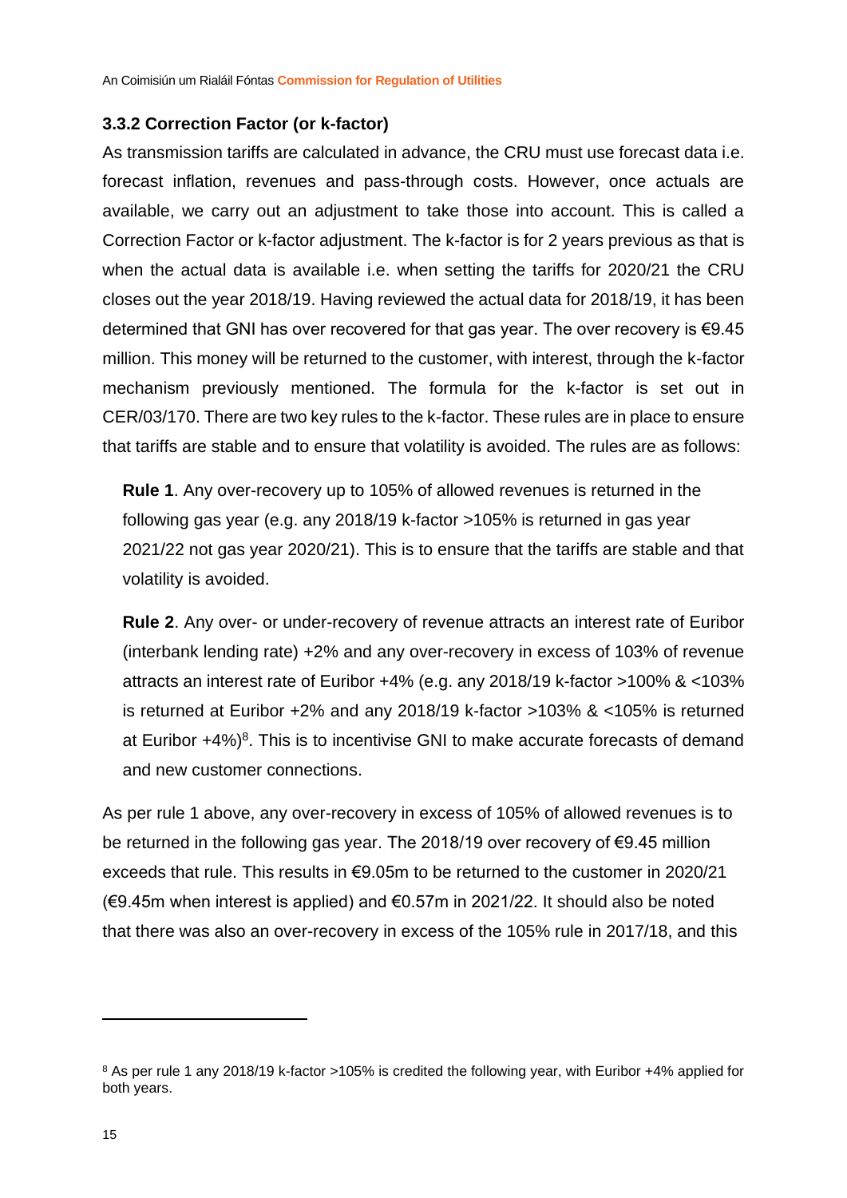### 3.3.2 Correction Factor (or k-factor)

As transmission tariffs are calculated in advance, the CRU must use forecast data i.e. forecast inflation, revenues and pass-through costs. However, once actuals are available, we carry out an adjustment to take those into account. This is called a Correction Factor or k-factor adjustment. The k-factor is for 2 years previous as that is when the actual data is available i.e. when setting the tariffs for 2020/21 the CRU closes out the year 2018/19. Having reviewed the actual data for 2018/19, it has been determined that GNI has over recovered for that gas year. The over recovery is €9.45 million. This money will be returned to the customer, with interest, through the k-factor mechanism previously mentioned. The formula for the k-factor is set out in CER/03/170. There are two key rules to the k-factor. These rules are in place to ensure that tariffs are stable and to ensure that volatility is avoided. The rules are as follows:

> **Rule 1**. Any over-recovery up to 105% of allowed revenues is returned in the following gas year (e.g. any 2018/19 k-factor >105% is returned in gas year 2021/22 not gas year 2020/21). This is to ensure that the tariffs are stable and that volatility is avoided.
>
> **Rule 2**. Any over- or under-recovery of revenue attracts an interest rate of Euribor (interbank lending rate) +2% and any over-recovery in excess of 103% of revenue attracts an interest rate of Euribor +4% (e.g. any 2018/19 k-factor >100% & <103% is returned at Euribor +2% and any 2018/19 k-factor >103% & <105% is returned at Euribor +4%)[8]. This is to incentivise GNI to make accurate forecasts of demand and new customer connections.

As per rule 1 above, any over-recovery in excess of 105% of allowed revenues is to be returned in the following gas year. The 2018/19 over recovery of €9.45 million exceeds that rule. This results in €9.05m to be returned to the customer in 2020/21 (€9.45m when interest is applied) and €0.57m in 2021/22. It should also be noted that there was also an over-recovery in excess of the 105% rule in 2017/18, and this

---

[8] As per rule 1 any 2018/19 k-factor >105% is credited the following year, with Euribor +4% applied for both years.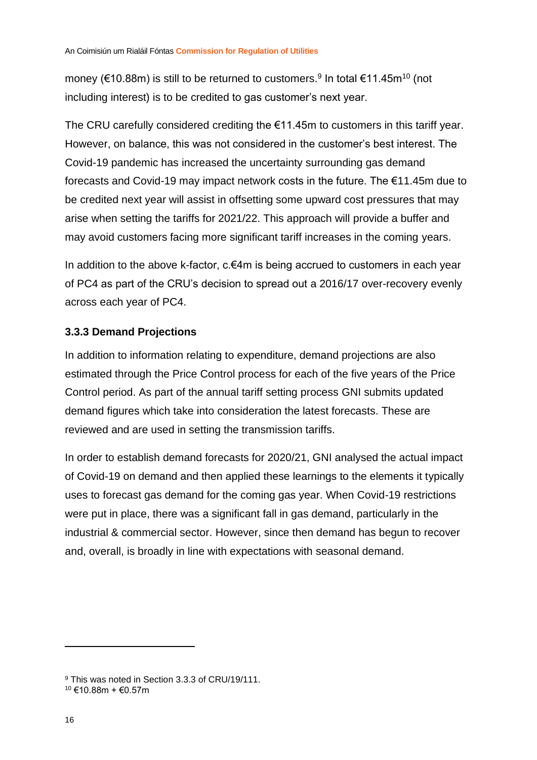money (€10.88m) is still to be returned to customers.[9] In total €11.45m[10] (not including interest) is to be credited to gas customer's next year.

The CRU carefully considered crediting the €11.45m to customers in this tariff year. However, on balance, this was not considered in the customer's best interest. The Covid-19 pandemic has increased the uncertainty surrounding gas demand forecasts and Covid-19 may impact network costs in the future. The €11.45m due to be credited next year will assist in offsetting some upward cost pressures that may arise when setting the tariffs for 2021/22. This approach will provide a buffer and may avoid customers facing more significant tariff increases in the coming years.

In addition to the above k-factor, c.€4m is being accrued to customers in each year of PC4 as part of the CRU's decision to spread out a 2016/17 over-recovery evenly across each year of PC4.

### 3.3.3 Demand Projections

In addition to information relating to expenditure, demand projections are also estimated through the Price Control process for each of the five years of the Price Control period. As part of the annual tariff setting process GNI submits updated demand figures which take into consideration the latest forecasts. These are reviewed and are used in setting the transmission tariffs.

In order to establish demand forecasts for 2020/21, GNI analysed the actual impact of Covid-19 on demand and then applied these learnings to the elements it typically uses to forecast gas demand for the coming gas year. When Covid-19 restrictions were put in place, there was a significant fall in gas demand, particularly in the industrial & commercial sector. However, since then demand has begun to recover and, overall, is broadly in line with expectations with seasonal demand.

---

[9] This was noted in Section 3.3.3 of CRU/19/111.

[10] €10.88m + €0.57m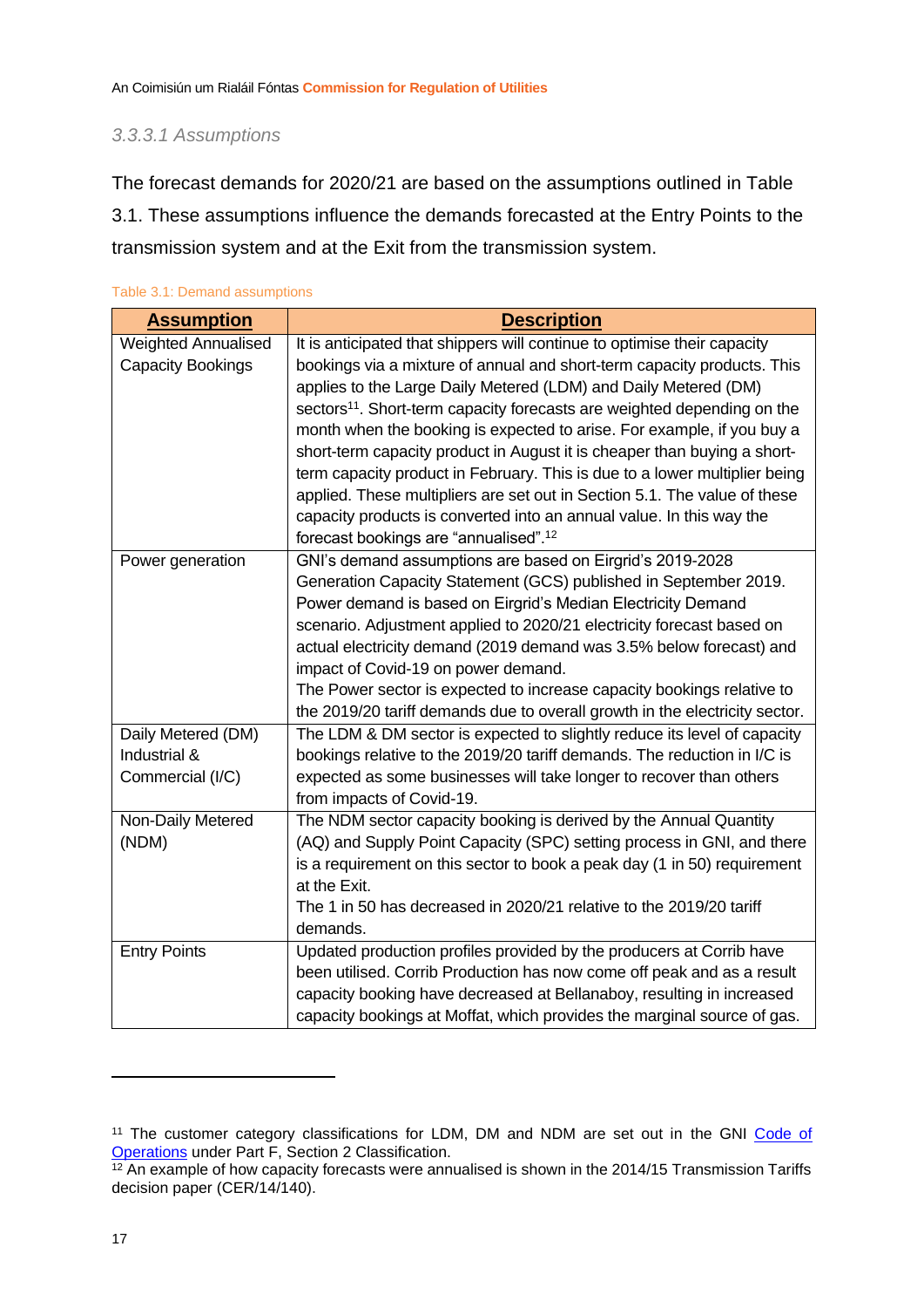#### 3.3.3.1 Assumptions

The forecast demands for 2020/21 are based on the assumptions outlined in Table 3.1. These assumptions influence the demands forecasted at the Entry Points to the transmission system and at the Exit from the transmission system.

Table 3.1: Demand assumptions

| Assumption | Description |
|---|---|
| Weighted Annualised Capacity Bookings | It is anticipated that shippers will continue to optimise their capacity bookings via a mixture of annual and short-term capacity products. This applies to the Large Daily Metered (LDM) and Daily Metered (DM) sectors[11]. Short-term capacity forecasts are weighted depending on the month when the booking is expected to arise. For example, if you buy a short-term capacity product in August it is cheaper than buying a short-term capacity product in February. This is due to a lower multiplier being applied. These multipliers are set out in Section 5.1. The value of these capacity products is converted into an annual value. In this way the forecast bookings are "annualised".[12] |
| Power generation | GNI's demand assumptions are based on Eirgrid's 2019-2028 Generation Capacity Statement (GCS) published in September 2019. Power demand is based on Eirgrid's Median Electricity Demand scenario. Adjustment applied to 2020/21 electricity forecast based on actual electricity demand (2019 demand was 3.5% below forecast) and impact of Covid-19 on power demand.<br>The Power sector is expected to increase capacity bookings relative to the 2019/20 tariff demands due to overall growth in the electricity sector. |
| Daily Metered (DM) Industrial & Commercial (I/C) | The LDM & DM sector is expected to slightly reduce its level of capacity bookings relative to the 2019/20 tariff demands. The reduction in I/C is expected as some businesses will take longer to recover than others from impacts of Covid-19. |
| Non-Daily Metered (NDM) | The NDM sector capacity booking is derived by the Annual Quantity (AQ) and Supply Point Capacity (SPC) setting process in GNI, and there is a requirement on this sector to book a peak day (1 in 50) requirement at the Exit.<br>The 1 in 50 has decreased in 2020/21 relative to the 2019/20 tariff demands. |
| Entry Points | Updated production profiles provided by the producers at Corrib have been utilised. Corrib Production has now come off peak and as a result capacity booking have decreased at Bellanaboy, resulting in increased capacity bookings at Moffat, which provides the marginal source of gas. |

[11] The customer category classifications for LDM, DM and NDM are set out in the GNI Code of Operations under Part F, Section 2 Classification.

[12] An example of how capacity forecasts were annualised is shown in the 2014/15 Transmission Tariffs decision paper (CER/14/140).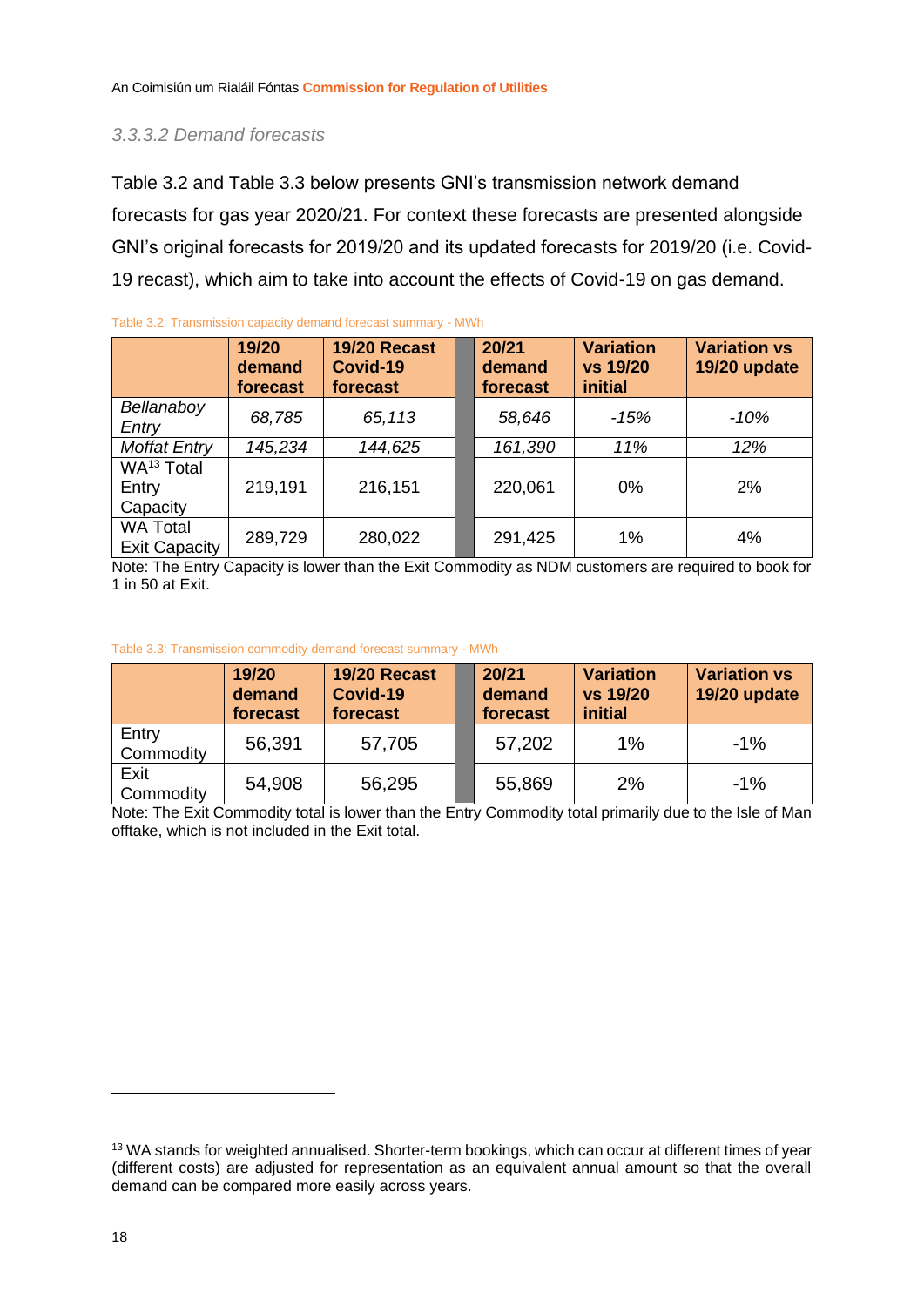### *3.3.3.2 Demand forecasts*

Table 3.2 and Table 3.3 below presents GNI's transmission network demand forecasts for gas year 2020/21. For context these forecasts are presented alongside GNI's original forecasts for 2019/20 and its updated forecasts for 2019/20 (i.e. Covid-19 recast), which aim to take into account the effects of Covid-19 on gas demand.

Table 3.2: Transmission capacity demand forecast summary - MWh

| | 19/20 demand forecast | 19/20 Recast Covid-19 forecast | | 20/21 demand forecast | Variation vs 19/20 initial | Variation vs 19/20 update |
|---|---|---|---|---|---|---|
| *Bellanaboy Entry* | *68,785* | *65,113* | | *58,646* | *-15%* | *-10%* |
| *Moffat Entry* | *145,234* | *144,625* | | *161,390* | *11%* | *12%* |
| WA[13] Total Entry Capacity | 219,191 | 216,151 | | 220,061 | 0% | 2% |
| WA Total Exit Capacity | 289,729 | 280,022 | | 291,425 | 1% | 4% |

Note: The Entry Capacity is lower than the Exit Commodity as NDM customers are required to book for 1 in 50 at Exit.

Table 3.3: Transmission commodity demand forecast summary - MWh

| | 19/20 demand forecast | 19/20 Recast Covid-19 forecast | | 20/21 demand forecast | Variation vs 19/20 initial | Variation vs 19/20 update |
|---|---|---|---|---|---|---|
| Entry Commodity | 56,391 | 57,705 | | 57,202 | 1% | -1% |
| Exit Commodity | 54,908 | 56,295 | | 55,869 | 2% | -1% |

Note: The Exit Commodity total is lower than the Entry Commodity total primarily due to the Isle of Man offtake, which is not included in the Exit total.

---

[13] WA stands for weighted annualised. Shorter-term bookings, which can occur at different times of year (different costs) are adjusted for representation as an equivalent annual amount so that the overall demand can be compared more easily across years.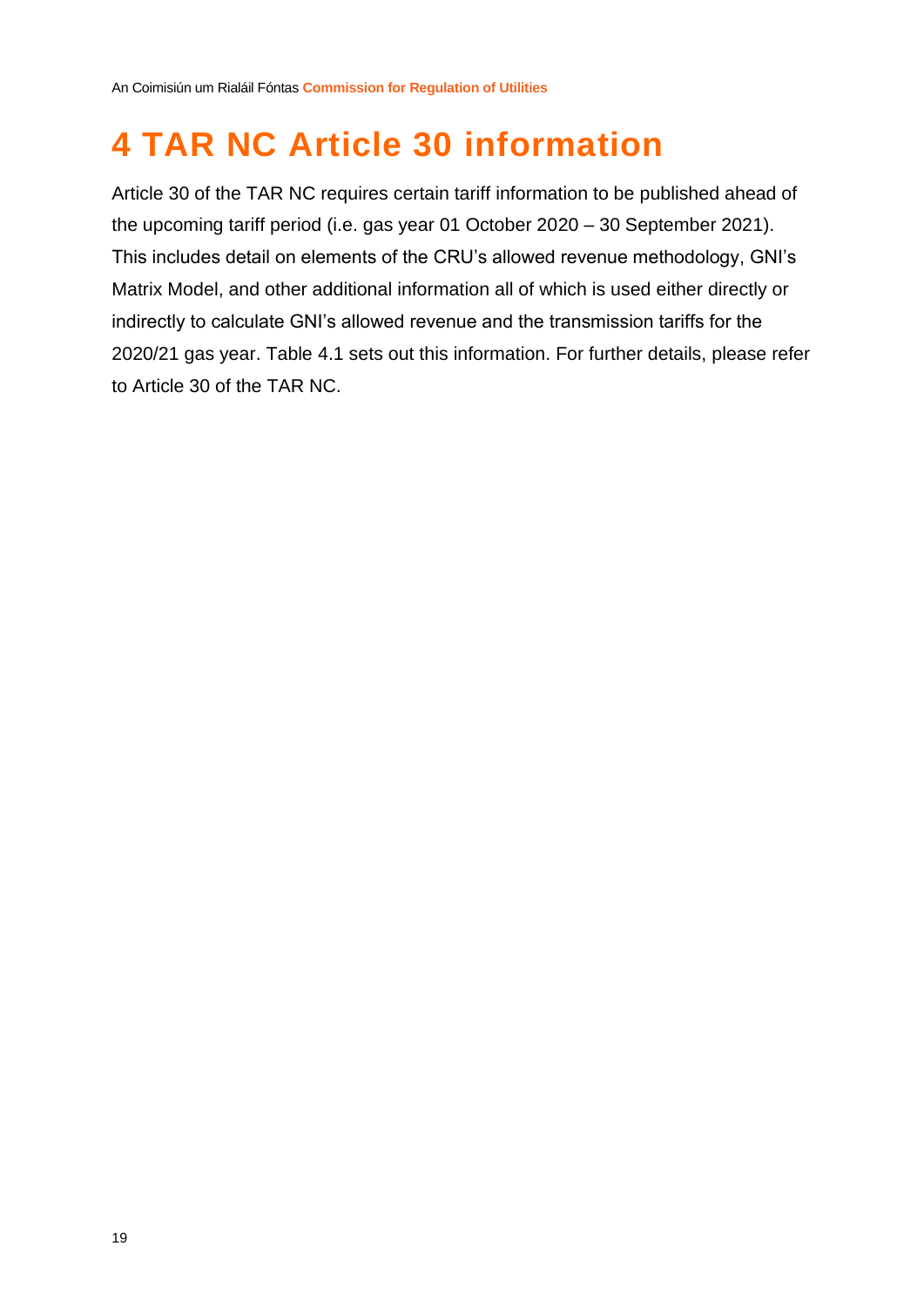# 4 TAR NC Article 30 information

Article 30 of the TAR NC requires certain tariff information to be published ahead of the upcoming tariff period (i.e. gas year 01 October 2020 – 30 September 2021). This includes detail on elements of the CRU's allowed revenue methodology, GNI's Matrix Model, and other additional information all of which is used either directly or indirectly to calculate GNI's allowed revenue and the transmission tariffs for the 2020/21 gas year. Table 4.1 sets out this information. For further details, please refer to Article 30 of the TAR NC.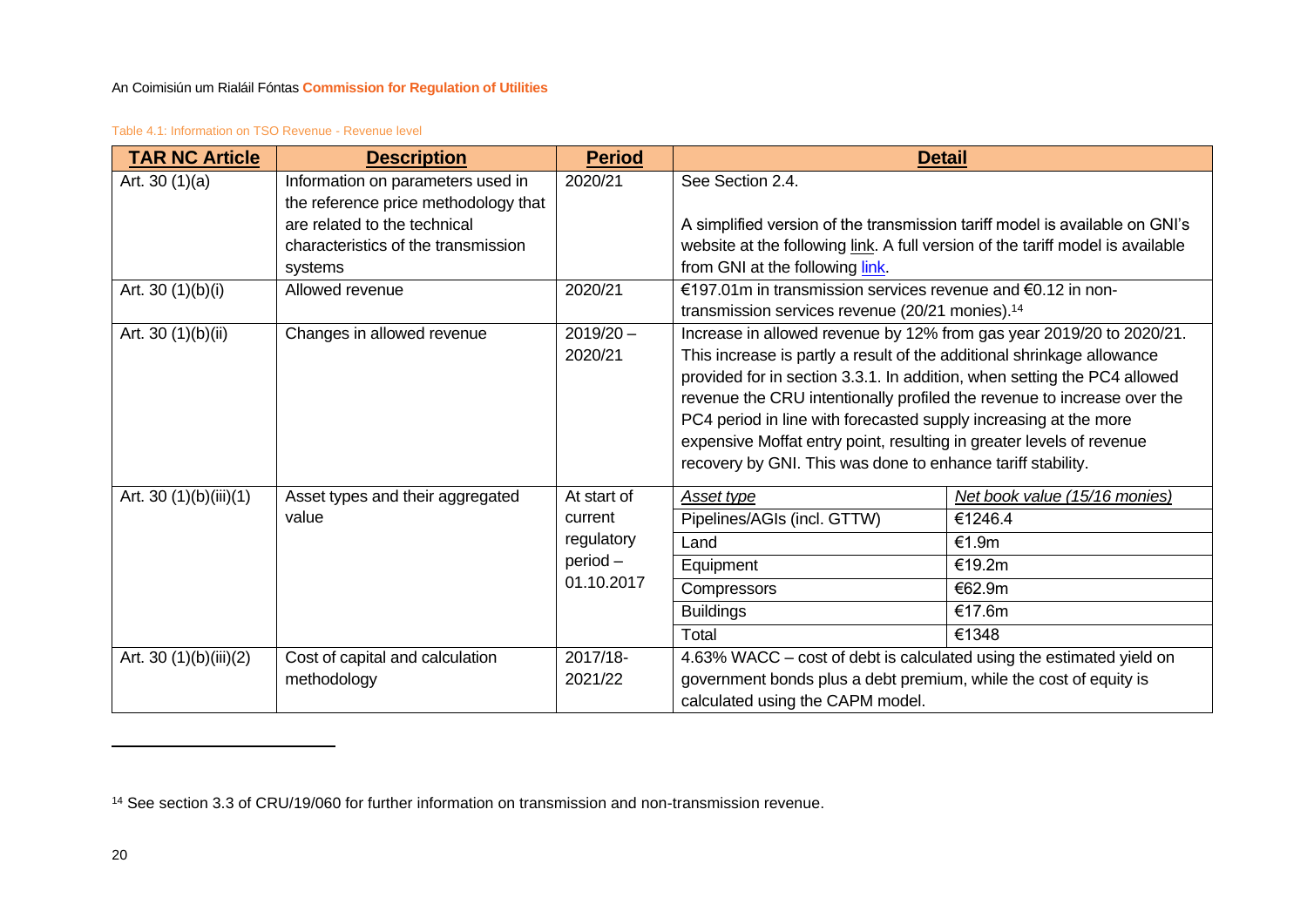Table 4.1: Information on TSO Revenue - Revenue level

| TAR NC Article | Description | Period | Detail | |
|---|---|---|---|---|
| Art. 30 (1)(a) | Information on parameters used in the reference price methodology that are related to the technical characteristics of the transmission systems | 2020/21 | See Section 2.4.<br><br>A simplified version of the transmission tariff model is available on GNI's website at the following link. A full version of the tariff model is available from GNI at the following link. | |
| Art. 30 (1)(b)(i) | Allowed revenue | 2020/21 | €197.01m in transmission services revenue and €0.12 in non-transmission services revenue (20/21 monies).[14] | |
| Art. 30 (1)(b)(ii) | Changes in allowed revenue | 2019/20 – 2020/21 | Increase in allowed revenue by 12% from gas year 2019/20 to 2020/21. This increase is partly a result of the additional shrinkage allowance provided for in section 3.3.1. In addition, when setting the PC4 allowed revenue the CRU intentionally profiled the revenue to increase over the PC4 period in line with forecasted supply increasing at the more expensive Moffat entry point, resulting in greater levels of revenue recovery by GNI. This was done to enhance tariff stability. | |
| Art. 30 (1)(b)(iii)(1) | Asset types and their aggregated value | At start of current regulatory period – 01.10.2017 | *Asset type* | *Net book value (15/16 monies)* |
| | | | Pipelines/AGIs (incl. GTTW) | €1246.4 |
| | | | Land | €1.9m |
| | | | Equipment | €19.2m |
| | | | Compressors | €62.9m |
| | | | Buildings | €17.6m |
| | | | Total | €1348 |
| Art. 30 (1)(b)(iii)(2) | Cost of capital and calculation methodology | 2017/18-2021/22 | 4.63% WACC – cost of debt is calculated using the estimated yield on government bonds plus a debt premium, while the cost of equity is calculated using the CAPM model. | |

[14] See section 3.3 of CRU/19/060 for further information on transmission and non-transmission revenue.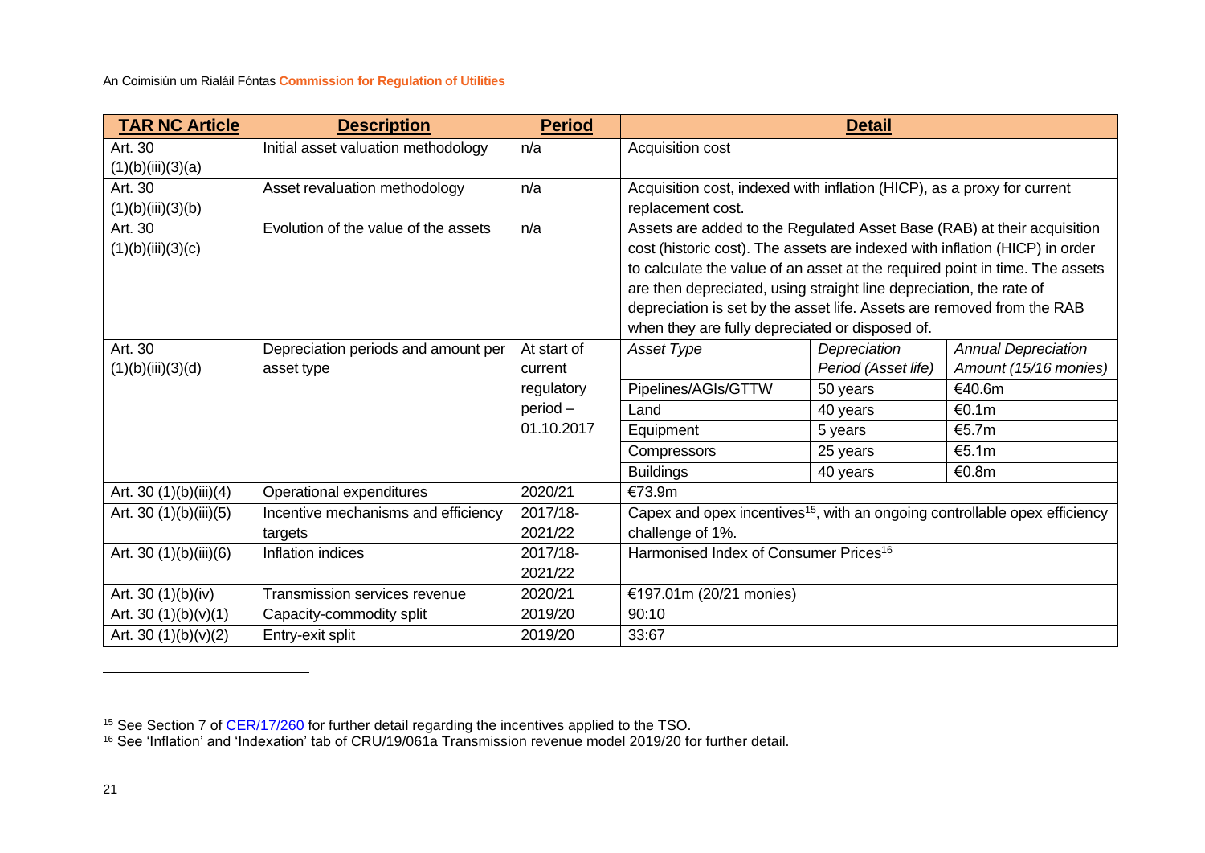| TAR NC Article | Description | Period | Detail | | |
|---|---|---|---|---|---|
| Art. 30 (1)(b)(iii)(3)(a) | Initial asset valuation methodology | n/a | Acquisition cost | | |
| Art. 30 (1)(b)(iii)(3)(b) | Asset revaluation methodology | n/a | Acquisition cost, indexed with inflation (HICP), as a proxy for current replacement cost. | | |
| Art. 30 (1)(b)(iii)(3)(c) | Evolution of the value of the assets | n/a | Assets are added to the Regulated Asset Base (RAB) at their acquisition cost (historic cost). The assets are indexed with inflation (HICP) in order to calculate the value of an asset at the required point in time. The assets are then depreciated, using straight line depreciation, the rate of depreciation is set by the asset life. Assets are removed from the RAB when they are fully depreciated or disposed of. | | |
| Art. 30 (1)(b)(iii)(3)(d) | Depreciation periods and amount per asset type | At start of current regulatory period – 01.10.2017 | *Asset Type* | *Depreciation Period (Asset life)* | *Annual Depreciation Amount (15/16 monies)* |
| | | | Pipelines/AGIs/GTTW | 50 years | €40.6m |
| | | | Land | 40 years | €0.1m |
| | | | Equipment | 5 years | €5.7m |
| | | | Compressors | 25 years | €5.1m |
| | | | Buildings | 40 years | €0.8m |
| Art. 30 (1)(b)(iii)(4) | Operational expenditures | 2020/21 | €73.9m | | |
| Art. 30 (1)(b)(iii)(5) | Incentive mechanisms and efficiency targets | 2017/18-2021/22 | Capex and opex incentives[15], with an ongoing controllable opex efficiency challenge of 1%. | | |
| Art. 30 (1)(b)(iii)(6) | Inflation indices | 2017/18-2021/22 | Harmonised Index of Consumer Prices[16] | | |
| Art. 30 (1)(b)(iv) | Transmission services revenue | 2020/21 | €197.01m (20/21 monies) | | |
| Art. 30 (1)(b)(v)(1) | Capacity-commodity split | 2019/20 | 90:10 | | |
| Art. 30 (1)(b)(v)(2) | Entry-exit split | 2019/20 | 33:67 | | |

[15] See Section 7 of CER/17/260 for further detail regarding the incentives applied to the TSO.

[16] See 'Inflation' and 'Indexation' tab of CRU/19/061a Transmission revenue model 2019/20 for further detail.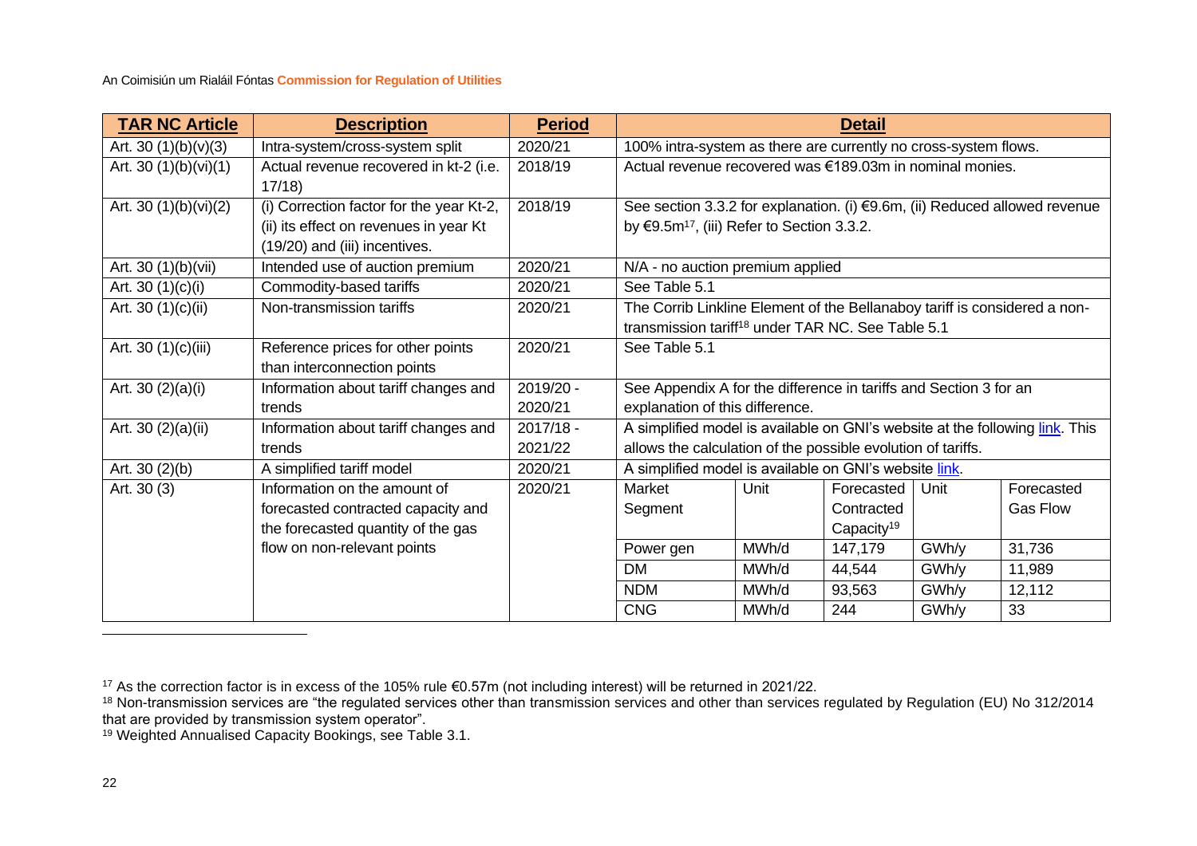| TAR NC Article | Description | Period | Detail | | | | |
|---|---|---|---|---|---|---|---|
| Art. 30 (1)(b)(v)(3) | Intra-system/cross-system split | 2020/21 | 100% intra-system as there are currently no cross-system flows. | | | | |
| Art. 30 (1)(b)(vi)(1) | Actual revenue recovered in kt-2 (i.e. 17/18) | 2018/19 | Actual revenue recovered was €189.03m in nominal monies. | | | | |
| Art. 30 (1)(b)(vi)(2) | (i) Correction factor for the year Kt-2, (ii) its effect on revenues in year Kt (19/20) and (iii) incentives. | 2018/19 | See section 3.3.2 for explanation. (i) €9.6m, (ii) Reduced allowed revenue by €9.5m[17], (iii) Refer to Section 3.3.2. | | | | |
| Art. 30 (1)(b)(vii) | Intended use of auction premium | 2020/21 | N/A - no auction premium applied | | | | |
| Art. 30 (1)(c)(i) | Commodity-based tariffs | 2020/21 | See Table 5.1 | | | | |
| Art. 30 (1)(c)(ii) | Non-transmission tariffs | 2020/21 | The Corrib Linkline Element of the Bellanaboy tariff is considered a non-transmission tariff[18] under TAR NC. See Table 5.1 | | | | |
| Art. 30 (1)(c)(iii) | Reference prices for other points than interconnection points | 2020/21 | See Table 5.1 | | | | |
| Art. 30 (2)(a)(i) | Information about tariff changes and trends | 2019/20 - 2020/21 | See Appendix A for the difference in tariffs and Section 3 for an explanation of this difference. | | | | |
| Art. 30 (2)(a)(ii) | Information about tariff changes and trends | 2017/18 - 2021/22 | A simplified model is available on GNI's website at the following link. This allows the calculation of the possible evolution of tariffs. | | | | |
| Art. 30 (2)(b) | A simplified tariff model | 2020/21 | A simplified model is available on GNI's website link. | | | | |
| Art. 30 (3) | Information on the amount of forecasted contracted capacity and the forecasted quantity of the gas flow on non-relevant points | 2020/21 | Market Segment | Unit | Forecasted Contracted Capacity[19] | Unit | Forecasted Gas Flow |
| | | | Power gen | MWh/d | 147,179 | GWh/y | 31,736 |
| | | | DM | MWh/d | 44,544 | GWh/y | 11,989 |
| | | | NDM | MWh/d | 93,563 | GWh/y | 12,112 |
| | | | CNG | MWh/d | 244 | GWh/y | 33 |

[17] As the correction factor is in excess of the 105% rule €0.57m (not including interest) will be returned in 2021/22.

[18] Non-transmission services are "the regulated services other than transmission services and other than services regulated by Regulation (EU) No 312/2014 that are provided by transmission system operator".

[19] Weighted Annualised Capacity Bookings, see Table 3.1.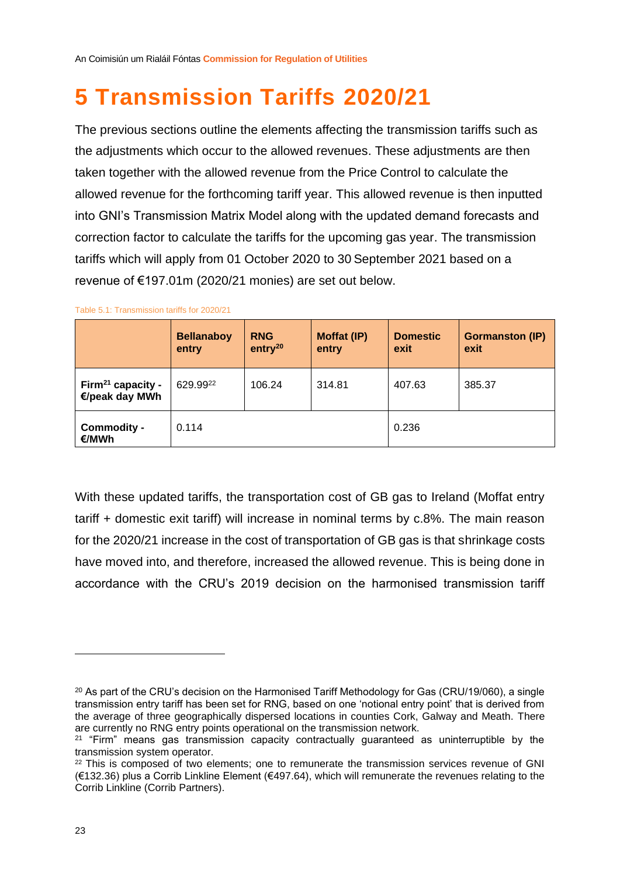# 5 Transmission Tariffs 2020/21

The previous sections outline the elements affecting the transmission tariffs such as the adjustments which occur to the allowed revenues. These adjustments are then taken together with the allowed revenue from the Price Control to calculate the allowed revenue for the forthcoming tariff year. This allowed revenue is then inputted into GNI's Transmission Matrix Model along with the updated demand forecasts and correction factor to calculate the tariffs for the upcoming gas year. The transmission tariffs which will apply from 01 October 2020 to 30 September 2021 based on a revenue of €197.01m (2020/21 monies) are set out below.

Table 5.1: Transmission tariffs for 2020/21

| | Bellanaboy entry | RNG entry[20] | Moffat (IP) entry | Domestic exit | Gormanston (IP) exit |
|---|---|---|---|---|---|
| **Firm[21] capacity - €/peak day MWh** | 629.99[22] | 106.24 | 314.81 | 407.63 | 385.37 |
| **Commodity - €/MWh** | 0.114 | | | 0.236 | |

With these updated tariffs, the transportation cost of GB gas to Ireland (Moffat entry tariff + domestic exit tariff) will increase in nominal terms by c.8%. The main reason for the 2020/21 increase in the cost of transportation of GB gas is that shrinkage costs have moved into, and therefore, increased the allowed revenue. This is being done in accordance with the CRU's 2019 decision on the harmonised transmission tariff

---

[20] As part of the CRU's decision on the Harmonised Tariff Methodology for Gas (CRU/19/060), a single transmission entry tariff has been set for RNG, based on one 'notional entry point' that is derived from the average of three geographically dispersed locations in counties Cork, Galway and Meath. There are currently no RNG entry points operational on the transmission network.

[21] "Firm" means gas transmission capacity contractually guaranteed as uninterruptible by the transmission system operator.

[22] This is composed of two elements; one to remunerate the transmission services revenue of GNI (€132.36) plus a Corrib Linkline Element (€497.64), which will remunerate the revenues relating to the Corrib Linkline (Corrib Partners).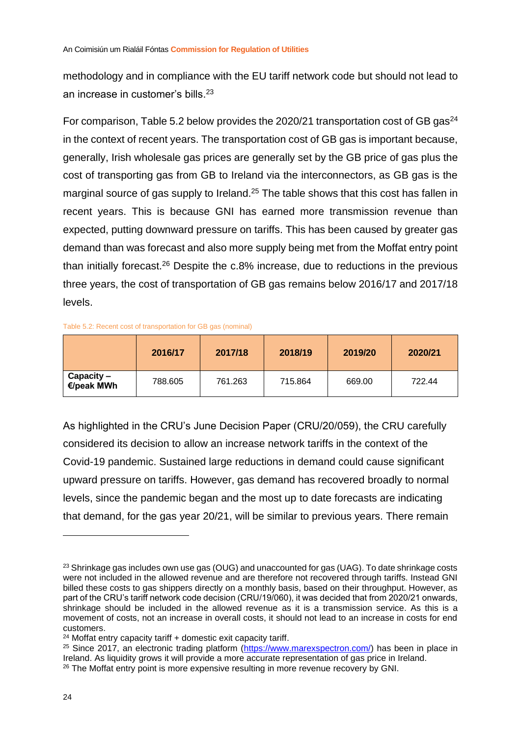methodology and in compliance with the EU tariff network code but should not lead to an increase in customer's bills.[23]

For comparison, Table 5.2 below provides the 2020/21 transportation cost of GB gas[24] in the context of recent years. The transportation cost of GB gas is important because, generally, Irish wholesale gas prices are generally set by the GB price of gas plus the cost of transporting gas from GB to Ireland via the interconnectors, as GB gas is the marginal source of gas supply to Ireland.[25] The table shows that this cost has fallen in recent years. This is because GNI has earned more transmission revenue than expected, putting downward pressure on tariffs. This has been caused by greater gas demand than was forecast and also more supply being met from the Moffat entry point than initially forecast.[26] Despite the c.8% increase, due to reductions in the previous three years, the cost of transportation of GB gas remains below 2016/17 and 2017/18 levels.

Table 5.2: Recent cost of transportation for GB gas (nominal)

| | 2016/17 | 2017/18 | 2018/19 | 2019/20 | 2020/21 |
|---|---|---|---|---|---|
| **Capacity – €/peak MWh** | 788.605 | 761.263 | 715.864 | 669.00 | 722.44 |

As highlighted in the CRU's June Decision Paper (CRU/20/059), the CRU carefully considered its decision to allow an increase network tariffs in the context of the Covid-19 pandemic. Sustained large reductions in demand could cause significant upward pressure on tariffs. However, gas demand has recovered broadly to normal levels, since the pandemic began and the most up to date forecasts are indicating that demand, for the gas year 20/21, will be similar to previous years. There remain

---

[23] Shrinkage gas includes own use gas (OUG) and unaccounted for gas (UAG). To date shrinkage costs were not included in the allowed revenue and are therefore not recovered through tariffs. Instead GNI billed these costs to gas shippers directly on a monthly basis, based on their throughput. However, as part of the CRU's tariff network code decision (CRU/19/060), it was decided that from 2020/21 onwards, shrinkage should be included in the allowed revenue as it is a transmission service. As this is a movement of costs, not an increase in overall costs, it should not lead to an increase in costs for end customers.

[24] Moffat entry capacity tariff + domestic exit capacity tariff.

[25] Since 2017, an electronic trading platform (https://www.marexspectron.com/) has been in place in Ireland. As liquidity grows it will provide a more accurate representation of gas price in Ireland.

[26] The Moffat entry point is more expensive resulting in more revenue recovery by GNI.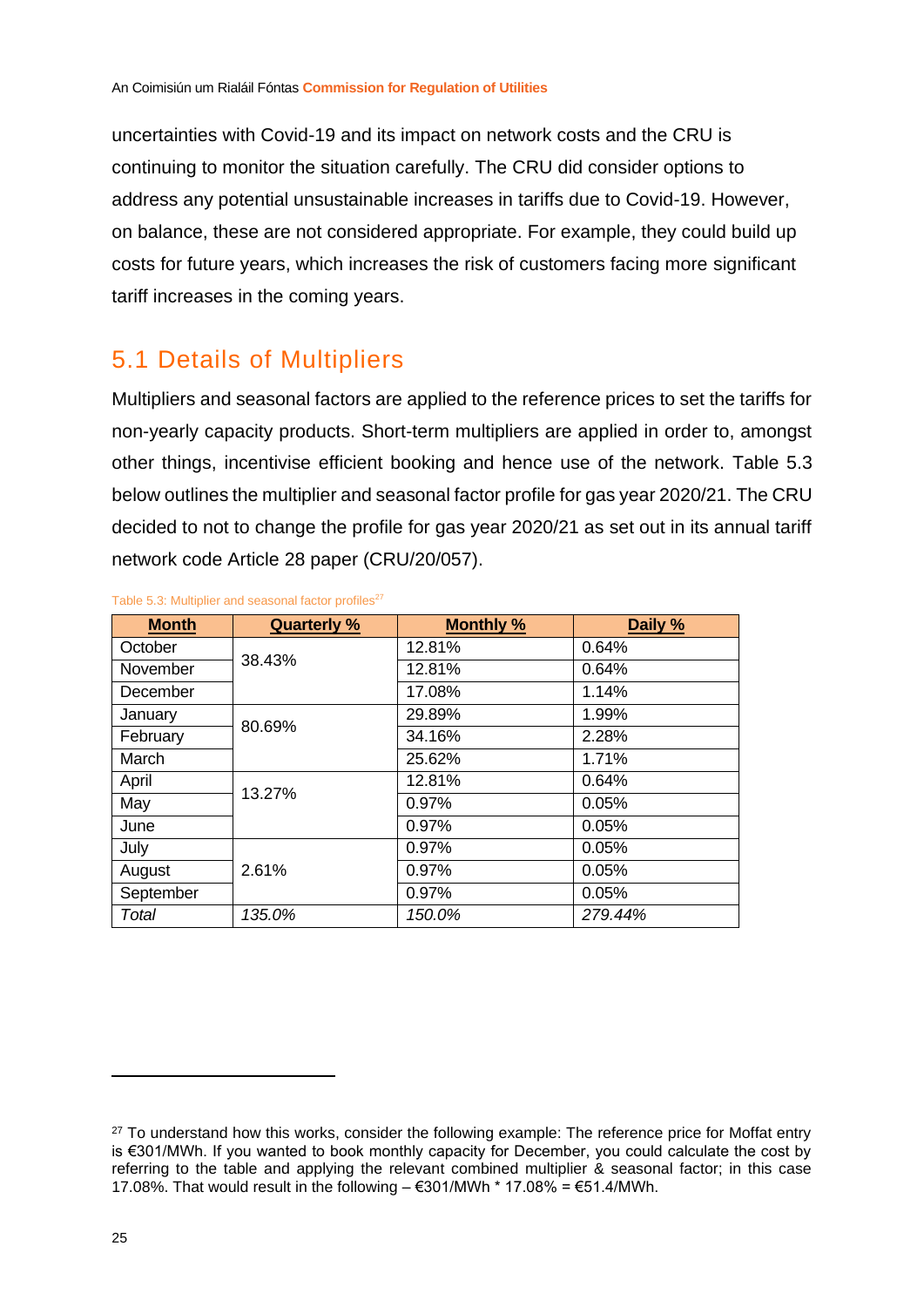uncertainties with Covid-19 and its impact on network costs and the CRU is continuing to monitor the situation carefully. The CRU did consider options to address any potential unsustainable increases in tariffs due to Covid-19. However, on balance, these are not considered appropriate. For example, they could build up costs for future years, which increases the risk of customers facing more significant tariff increases in the coming years.

## 5.1 Details of Multipliers

Multipliers and seasonal factors are applied to the reference prices to set the tariffs for non-yearly capacity products. Short-term multipliers are applied in order to, amongst other things, incentivise efficient booking and hence use of the network. Table 5.3 below outlines the multiplier and seasonal factor profile for gas year 2020/21. The CRU decided to not to change the profile for gas year 2020/21 as set out in its annual tariff network code Article 28 paper (CRU/20/057).

Table 5.3: Multiplier and seasonal factor profiles[27]

| Month | Quarterly % | Monthly % | Daily % |
|---|---|---|---|
| October | 38.43% | 12.81% | 0.64% |
| November | | 12.81% | 0.64% |
| December | | 17.08% | 1.14% |
| January | 80.69% | 29.89% | 1.99% |
| February | | 34.16% | 2.28% |
| March | | 25.62% | 1.71% |
| April | 13.27% | 12.81% | 0.64% |
| May | | 0.97% | 0.05% |
| June | | 0.97% | 0.05% |
| July | 2.61% | 0.97% | 0.05% |
| August | | 0.97% | 0.05% |
| September | | 0.97% | 0.05% |
| *Total* | *135.0%* | *150.0%* | *279.44%* |

[27] To understand how this works, consider the following example: The reference price for Moffat entry is €301/MWh. If you wanted to book monthly capacity for December, you could calculate the cost by referring to the table and applying the relevant combined multiplier & seasonal factor; in this case 17.08%. That would result in the following – €301/MWh * 17.08% = €51.4/MWh.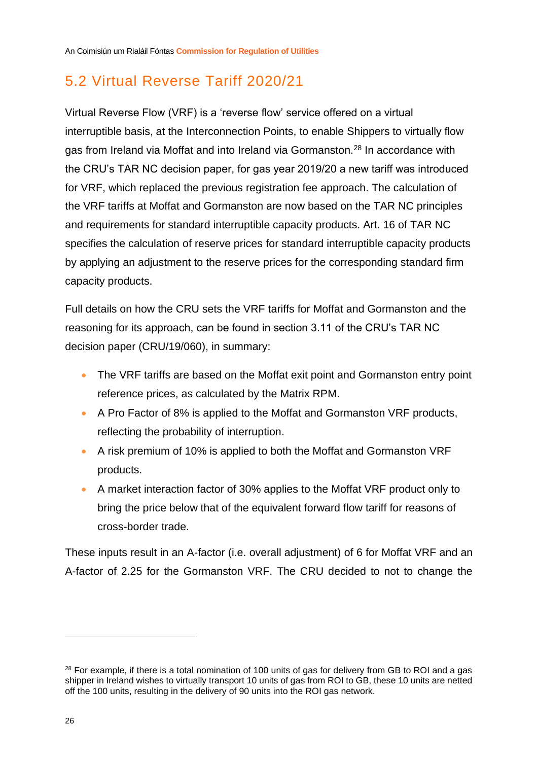## 5.2 Virtual Reverse Tariff 2020/21

Virtual Reverse Flow (VRF) is a 'reverse flow' service offered on a virtual interruptible basis, at the Interconnection Points, to enable Shippers to virtually flow gas from Ireland via Moffat and into Ireland via Gormanston.[28] In accordance with the CRU's TAR NC decision paper, for gas year 2019/20 a new tariff was introduced for VRF, which replaced the previous registration fee approach. The calculation of the VRF tariffs at Moffat and Gormanston are now based on the TAR NC principles and requirements for standard interruptible capacity products. Art. 16 of TAR NC specifies the calculation of reserve prices for standard interruptible capacity products by applying an adjustment to the reserve prices for the corresponding standard firm capacity products.

Full details on how the CRU sets the VRF tariffs for Moffat and Gormanston and the reasoning for its approach, can be found in section 3.11 of the CRU's TAR NC decision paper (CRU/19/060), in summary:

- The VRF tariffs are based on the Moffat exit point and Gormanston entry point reference prices, as calculated by the Matrix RPM.
- A Pro Factor of 8% is applied to the Moffat and Gormanston VRF products, reflecting the probability of interruption.
- A risk premium of 10% is applied to both the Moffat and Gormanston VRF products.
- A market interaction factor of 30% applies to the Moffat VRF product only to bring the price below that of the equivalent forward flow tariff for reasons of cross-border trade.

These inputs result in an A-factor (i.e. overall adjustment) of 6 for Moffat VRF and an A-factor of 2.25 for the Gormanston VRF. The CRU decided to not to change the

---

[28] For example, if there is a total nomination of 100 units of gas for delivery from GB to ROI and a gas shipper in Ireland wishes to virtually transport 10 units of gas from ROI to GB, these 10 units are netted off the 100 units, resulting in the delivery of 90 units into the ROI gas network.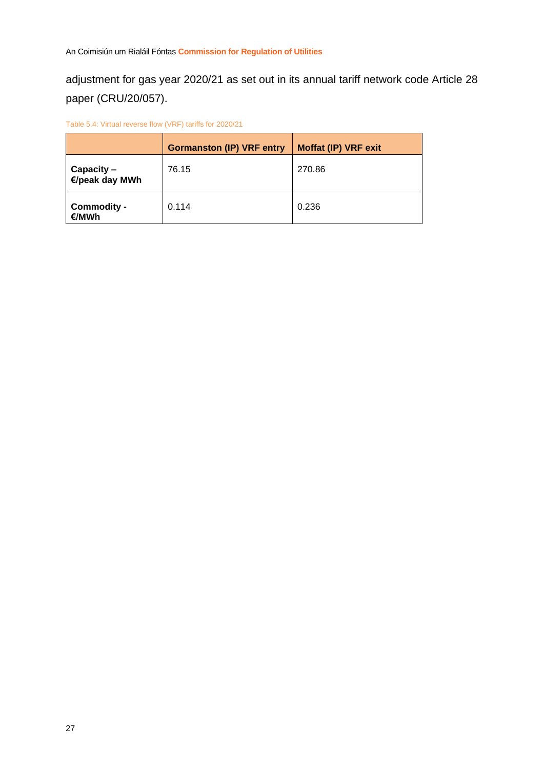adjustment for gas year 2020/21 as set out in its annual tariff network code Article 28 paper (CRU/20/057).

Table 5.4: Virtual reverse flow (VRF) tariffs for 2020/21

| | **Gormanston (IP) VRF entry** | **Moffat (IP) VRF exit** |
|---|---|---|
| **Capacity – €/peak day MWh** | 76.15 | 270.86 |
| **Commodity - €/MWh** | 0.114 | 0.236 |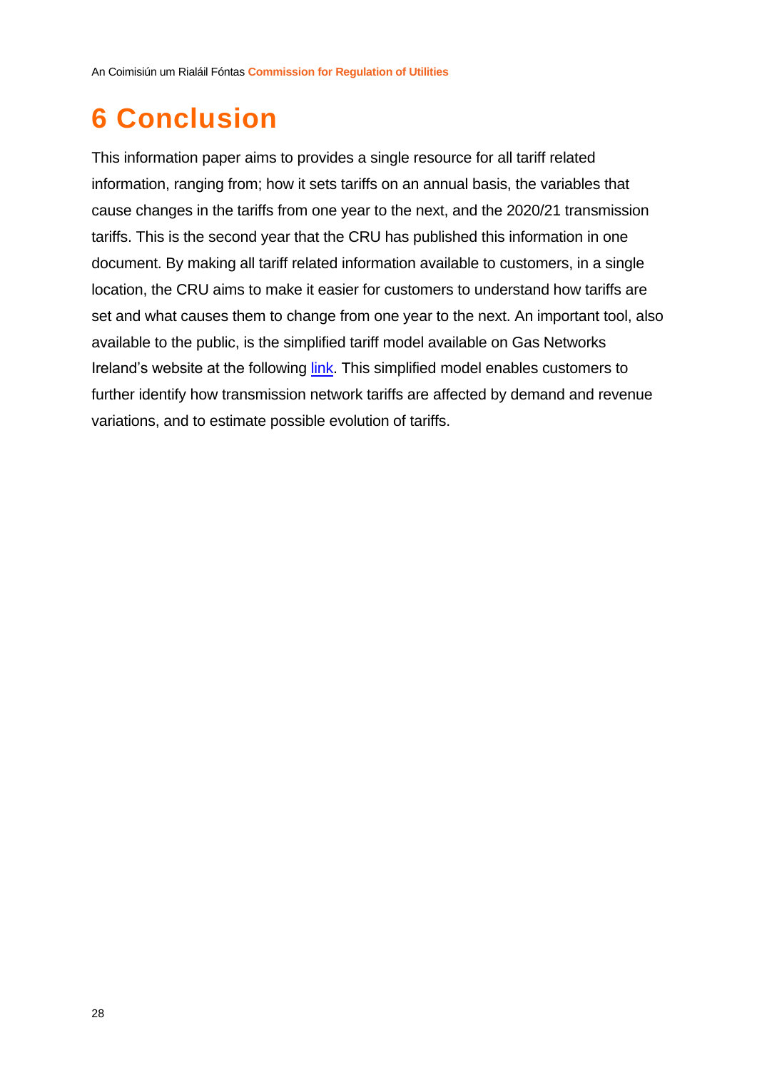# 6 Conclusion

This information paper aims to provides a single resource for all tariff related information, ranging from; how it sets tariffs on an annual basis, the variables that cause changes in the tariffs from one year to the next, and the 2020/21 transmission tariffs. This is the second year that the CRU has published this information in one document. By making all tariff related information available to customers, in a single location, the CRU aims to make it easier for customers to understand how tariffs are set and what causes them to change from one year to the next. An important tool, also available to the public, is the simplified tariff model available on Gas Networks Ireland's website at the following link. This simplified model enables customers to further identify how transmission network tariffs are affected by demand and revenue variations, and to estimate possible evolution of tariffs.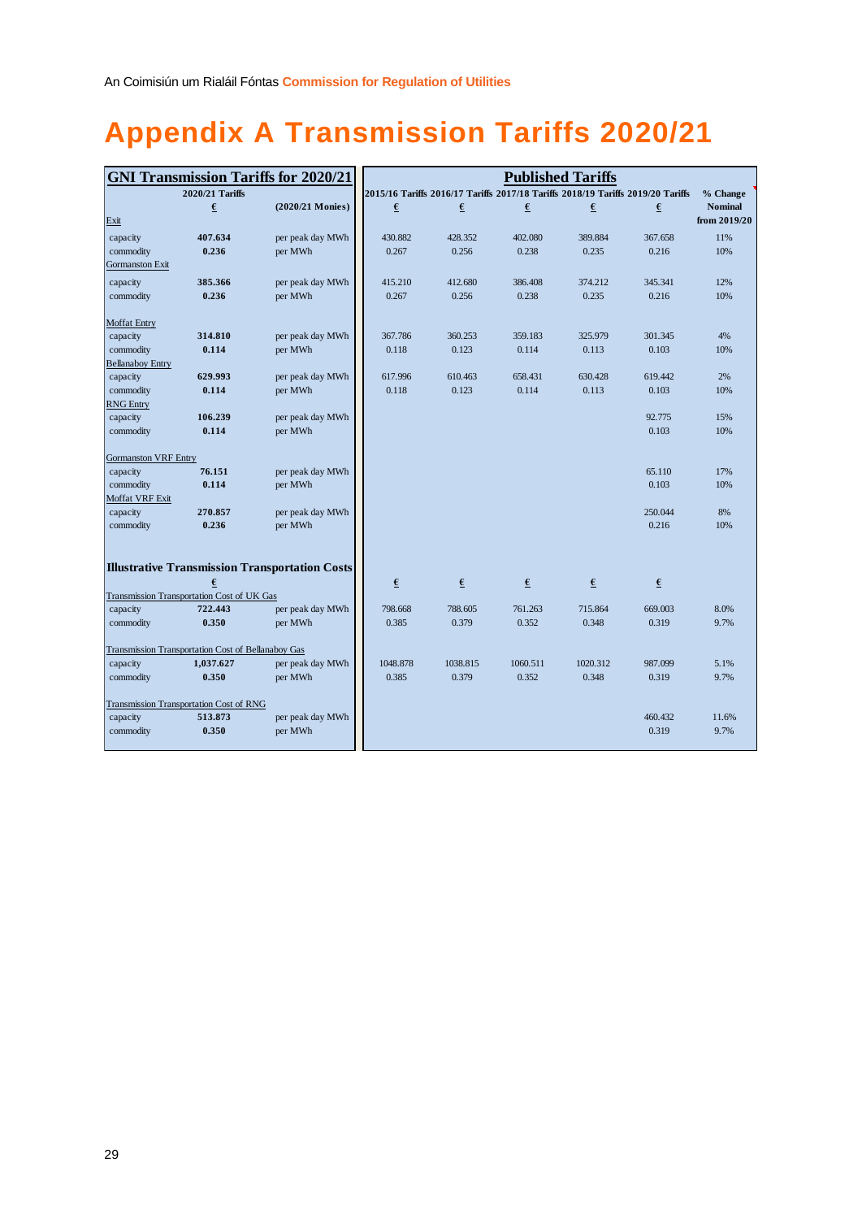# Appendix A Transmission Tariffs 2020/21

| GNI Transmission Tariffs for 2020/21 | | | Published Tariffs | | | | | |
|---|---|---|---|---|---|---|---|---|
| | 2020/21 Tariffs | | 2015/16 Tariffs | 2016/17 Tariffs | 2017/18 Tariffs | 2018/19 Tariffs | 2019/20 Tariffs | % Change |
| | € | (2020/21 Monies) | € | € | € | € | € | Nominal |
| Exit | | | | | | | | from 2019/20 |
| capacity | 407.634 | per peak day MWh | 430.882 | 428.352 | 402.080 | 389.884 | 367.658 | 11% |
| commodity | 0.236 | per MWh | 0.267 | 0.256 | 0.238 | 0.235 | 0.216 | 10% |
| Gormanston Exit | | | | | | | | |
| capacity | 385.366 | per peak day MWh | 415.210 | 412.680 | 386.408 | 374.212 | 345.341 | 12% |
| commodity | 0.236 | per MWh | 0.267 | 0.256 | 0.238 | 0.235 | 0.216 | 10% |
| Moffat Entry | | | | | | | | |
| capacity | 314.810 | per peak day MWh | 367.786 | 360.253 | 359.183 | 325.979 | 301.345 | 4% |
| commodity | 0.114 | per MWh | 0.118 | 0.123 | 0.114 | 0.113 | 0.103 | 10% |
| Bellanaboy Entry | | | | | | | | |
| capacity | 629.993 | per peak day MWh | 617.996 | 610.463 | 658.431 | 630.428 | 619.442 | 2% |
| commodity | 0.114 | per MWh | 0.118 | 0.123 | 0.114 | 0.113 | 0.103 | 10% |
| RNG Entry | | | | | | | | |
| capacity | 106.239 | per peak day MWh | | | | | 92.775 | 15% |
| commodity | 0.114 | per MWh | | | | | 0.103 | 10% |
| Gormanston VRF Entry | | | | | | | | |
| capacity | 76.151 | per peak day MWh | | | | | 65.110 | 17% |
| commodity | 0.114 | per MWh | | | | | 0.103 | 10% |
| Moffat VRF Exit | | | | | | | | |
| capacity | 270.857 | per peak day MWh | | | | | 250.044 | 8% |
| commodity | 0.236 | per MWh | | | | | 0.216 | 10% |
| **Illustrative Transmission Transportation Costs** | | | | | | | | |
| | € | | € | € | € | € | € | |
| Transmission Transportation Cost of UK Gas | | | | | | | | |
| capacity | 722.443 | per peak day MWh | 798.668 | 788.605 | 761.263 | 715.864 | 669.003 | 8.0% |
| commodity | 0.350 | per MWh | 0.385 | 0.379 | 0.352 | 0.348 | 0.319 | 9.7% |
| Transmission Transportation Cost of Bellanaboy Gas | | | | | | | | |
| capacity | 1,037.627 | per peak day MWh | 1048.878 | 1038.815 | 1060.511 | 1020.312 | 987.099 | 5.1% |
| commodity | 0.350 | per MWh | 0.385 | 0.379 | 0.352 | 0.348 | 0.319 | 9.7% |
| Transmission Transportation Cost of RNG | | | | | | | | |
| capacity | 513.873 | per peak day MWh | | | | | 460.432 | 11.6% |
| commodity | 0.350 | per MWh | | | | | 0.319 | 9.7% |